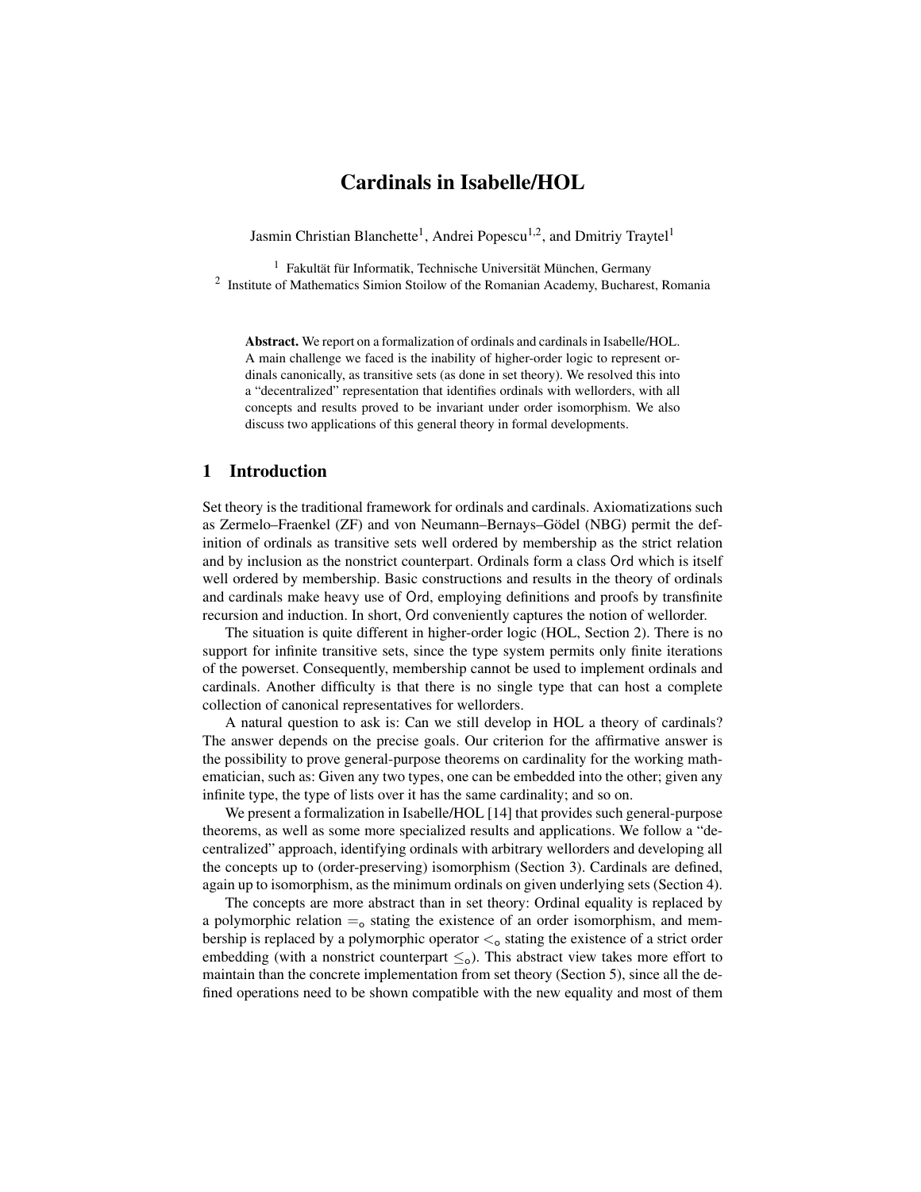# Cardinals in Isabelle/HOL

Jasmin Christian Blanchette[1], Andrei Popescu[1,2], and Dmitriy Traytel[1]

[1] Fakultät für Informatik, Technische Universität München, Germany
[2] Institute of Mathematics Simion Stoilow of the Romanian Academy, Bucharest, Romania

**Abstract.** We report on a formalization of ordinals and cardinals in Isabelle/HOL. A main challenge we faced is the inability of higher-order logic to represent ordinals canonically, as transitive sets (as done in set theory). We resolved this into a "decentralized" representation that identifies ordinals with wellorders, with all concepts and results proved to be invariant under order isomorphism. We also discuss two applications of this general theory in formal developments.

## 1 Introduction

Set theory is the traditional framework for ordinals and cardinals. Axiomatizations such as Zermelo–Fraenkel (ZF) and von Neumann–Bernays–Gödel (NBG) permit the definition of ordinals as transitive sets well ordered by membership as the strict relation and by inclusion as the nonstrict counterpart. Ordinals form a class $\mathsf{Ord}$ which is itself well ordered by membership. Basic constructions and results in the theory of ordinals and cardinals make heavy use of $\mathsf{Ord}$, employing definitions and proofs by transfinite recursion and induction. In short, $\mathsf{Ord}$ conveniently captures the notion of wellorder.

The situation is quite different in higher-order logic (HOL, Section 2). There is no support for infinite transitive sets, since the type system permits only finite iterations of the powerset. Consequently, membership cannot be used to implement ordinals and cardinals. Another difficulty is that there is no single type that can host a complete collection of canonical representatives for wellorders.

A natural question to ask is: Can we still develop in HOL a theory of cardinals? The answer depends on the precise goals. Our criterion for the affirmative answer is the possibility to prove general-purpose theorems on cardinality for the working mathematician, such as: Given any two types, one can be embedded into the other; given any infinite type, the type of lists over it has the same cardinality; and so on.

We present a formalization in Isabelle/HOL [14] that provides such general-purpose theorems, as well as some more specialized results and applications. We follow a "decentralized" approach, identifying ordinals with arbitrary wellorders and developing all the concepts up to (order-preserving) isomorphism (Section 3). Cardinals are defined, again up to isomorphism, as the minimum ordinals on given underlying sets (Section 4).

The concepts are more abstract than in set theory: Ordinal equality is replaced by a polymorphic relation $=_{\mathsf{o}}$ stating the existence of an order isomorphism, and membership is replaced by a polymorphic operator $<_{\mathsf{o}}$ stating the existence of a strict order embedding (with a nonstrict counterpart $\leq_{\mathsf{o}}$). This abstract view takes more effort to maintain than the concrete implementation from set theory (Section 5), since all the defined operations need to be shown compatible with the new equality and most of them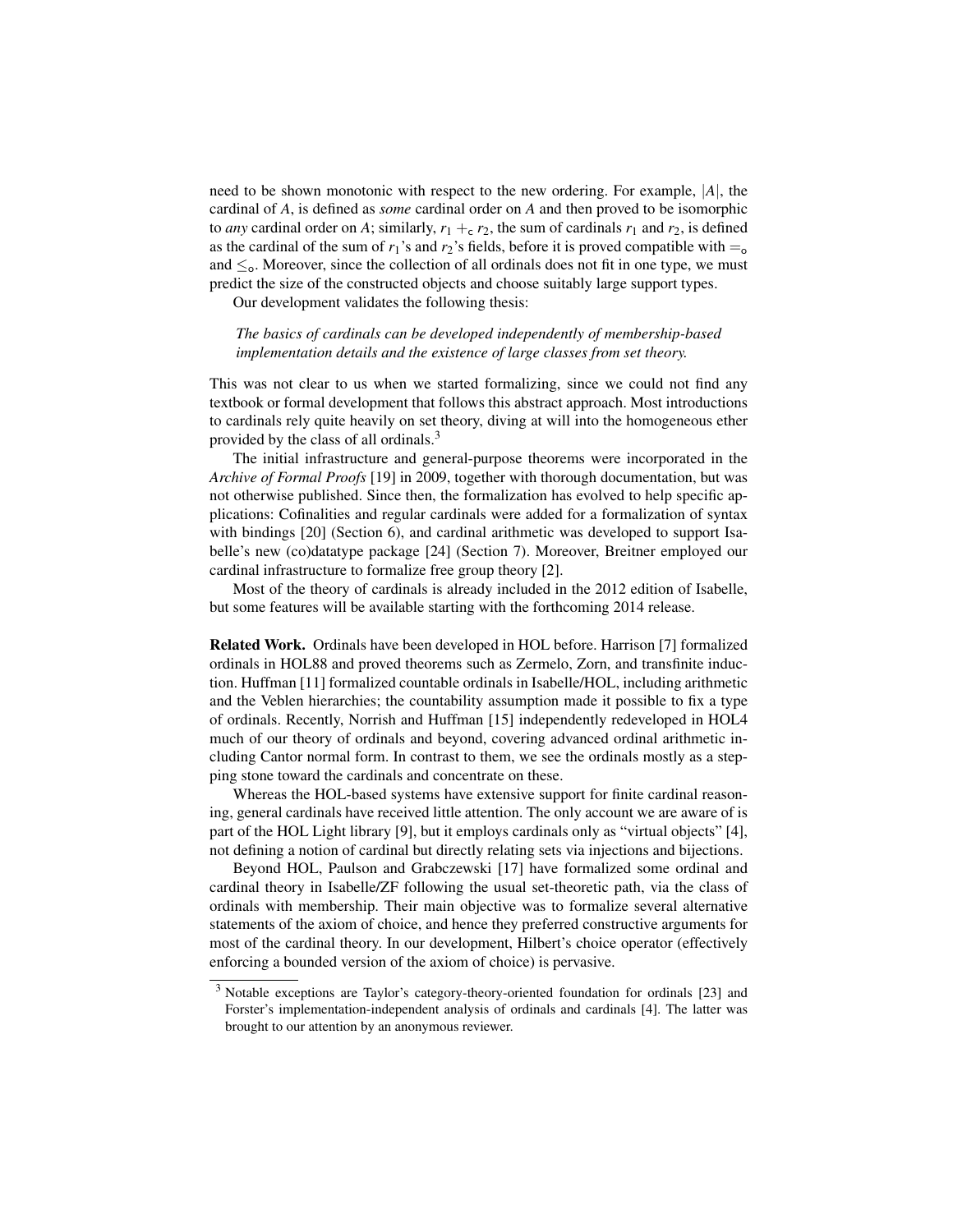need to be shown monotonic with respect to the new ordering. For example, $|A|$, the cardinal of $A$, is defined as *some* cardinal order on $A$ and then proved to be isomorphic to *any* cardinal order on $A$; similarly, $r_1 +_{\mathsf{c}} r_2$, the sum of cardinals $r_1$ and $r_2$, is defined as the cardinal of the sum of $r_1$'s and $r_2$'s fields, before it is proved compatible with $=_{\mathsf{o}}$ and $\leq_{\mathsf{o}}$. Moreover, since the collection of all ordinals does not fit in one type, we must predict the size of the constructed objects and choose suitably large support types.

Our development validates the following thesis:

> *The basics of cardinals can be developed independently of membership-based implementation details and the existence of large classes from set theory.*

This was not clear to us when we started formalizing, since we could not find any textbook or formal development that follows this abstract approach. Most introductions to cardinals rely quite heavily on set theory, diving at will into the homogeneous ether provided by the class of all ordinals.[3]

The initial infrastructure and general-purpose theorems were incorporated in the *Archive of Formal Proofs* [19] in 2009, together with thorough documentation, but was not otherwise published. Since then, the formalization has evolved to help specific applications: Cofinalities and regular cardinals were added for a formalization of syntax with bindings [20] (Section 6), and cardinal arithmetic was developed to support Isabelle's new (co)datatype package [24] (Section 7). Moreover, Breitner employed our cardinal infrastructure to formalize free group theory [2].

Most of the theory of cardinals is already included in the 2012 edition of Isabelle, but some features will be available starting with the forthcoming 2014 release.

**Related Work.** Ordinals have been developed in HOL before. Harrison [7] formalized ordinals in HOL88 and proved theorems such as Zermelo, Zorn, and transfinite induction. Huffman [11] formalized countable ordinals in Isabelle/HOL, including arithmetic and the Veblen hierarchies; the countability assumption made it possible to fix a type of ordinals. Recently, Norrish and Huffman [15] independently redeveloped in HOL4 much of our theory of ordinals and beyond, covering advanced ordinal arithmetic including Cantor normal form. In contrast to them, we see the ordinals mostly as a stepping stone toward the cardinals and concentrate on these.

Whereas the HOL-based systems have extensive support for finite cardinal reasoning, general cardinals have received little attention. The only account we are aware of is part of the HOL Light library [9], but it employs cardinals only as "virtual objects" [4], not defining a notion of cardinal but directly relating sets via injections and bijections.

Beyond HOL, Paulson and Grabczewski [17] have formalized some ordinal and cardinal theory in Isabelle/ZF following the usual set-theoretic path, via the class of ordinals with membership. Their main objective was to formalize several alternative statements of the axiom of choice, and hence they preferred constructive arguments for most of the cardinal theory. In our development, Hilbert's choice operator (effectively enforcing a bounded version of the axiom of choice) is pervasive.

[3] Notable exceptions are Taylor's category-theory-oriented foundation for ordinals [23] and Forster's implementation-independent analysis of ordinals and cardinals [4]. The latter was brought to our attention by an anonymous reviewer.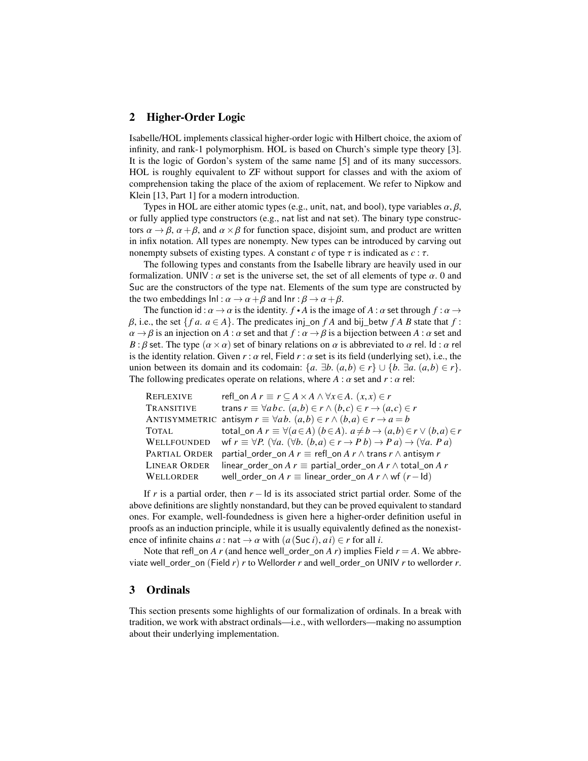## 2 Higher-Order Logic

Isabelle/HOL implements classical higher-order logic with Hilbert choice, the axiom of infinity, and rank-1 polymorphism. HOL is based on Church's simple type theory [3]. It is the logic of Gordon's system of the same name [5] and of its many successors. HOL is roughly equivalent to ZF without support for classes and with the axiom of comprehension taking the place of the axiom of replacement. We refer to Nipkow and Klein [13, Part 1] for a modern introduction.

Types in HOL are either atomic types (e.g., unit, nat, and bool), type variables $\alpha, \beta$, or fully applied type constructors (e.g., nat list and nat set). The binary type constructors $\alpha \to \beta$, $\alpha + \beta$, and $\alpha \times \beta$ for function space, disjoint sum, and product are written in infix notation. All types are nonempty. New types can be introduced by carving out nonempty subsets of existing types. A constant $c$ of type $\tau$ is indicated as $c : \tau$.

The following types and constants from the Isabelle library are heavily used in our formalization. $\mathsf{UNIV} : \alpha$ set is the universe set, the set of all elements of type $\alpha$. 0 and Suc are the constructors of the type nat. Elements of the sum type are constructed by the two embeddings $\mathsf{Inl} : \alpha \to \alpha + \beta$ and $\mathsf{Inr} : \beta \to \alpha + \beta$.

The function $\mathsf{id} : \alpha \to \alpha$ is the identity. $f \bullet A$ is the image of $A : \alpha$ set through $f : \alpha \to \beta$, i.e., the set $\{f\,a.\ a \in A\}$. The predicates inj_on $f\,A$ and bij_betw $f\,A\,B$ state that $f : \alpha \to \beta$ is an injection on $A : \alpha$ set and that $f : \alpha \to \beta$ is a bijection between $A : \alpha$ set and $B : \beta$ set. The type $(\alpha \times \alpha)$ set of binary relations on $\alpha$ is abbreviated to $\alpha$ rel. $\mathsf{Id} : \alpha$ rel is the identity relation. Given $r : \alpha$ rel, Field $r : \alpha$ set is its field (underlying set), i.e., the union between its domain and its codomain: $\{a.\ \exists b.\ (a,b) \in r\} \cup \{b.\ \exists a.\ (a,b) \in r\}$. The following predicates operate on relations, where $A : \alpha$ set and $r : \alpha$ rel:

| | |
|---|---|
| REFLEXIVE | refl_on $A\ r \equiv r \subseteq A \times A \wedge \forall x \in A.\ (x,x) \in r$ |
| TRANSITIVE | trans $r \equiv \forall a\,b\,c.\ (a,b) \in r \wedge (b,c) \in r \to (a,c) \in r$ |
| ANTISYMMETRIC | antisym $r \equiv \forall a\,b.\ (a,b) \in r \wedge (b,a) \in r \to a = b$ |
| TOTAL | total_on $A\ r \equiv \forall (a \in A)\ (b \in A).\ a \neq b \to (a,b) \in r \vee (b,a) \in r$ |
| WELLFOUNDED | wf $r \equiv \forall P.\ (\forall a.\ (\forall b.\ (b,a) \in r \to P\,b) \to P\,a) \to (\forall a.\ P\,a)$ |
| PARTIAL ORDER | partial_order_on $A\ r \equiv$ refl_on $A\ r \wedge$ trans $r \wedge$ antisym $r$ |
| LINEAR ORDER | linear_order_on $A\ r \equiv$ partial_order_on $A\ r \wedge$ total_on $A\ r$ |
| WELLORDER | well_order_on $A\ r \equiv$ linear_order_on $A\ r \wedge$ wf $(r - \mathsf{Id})$ |

If $r$ is a partial order, then $r - \mathsf{Id}$ is its associated strict partial order. Some of the above definitions are slightly nonstandard, but they can be proved equivalent to standard ones. For example, well-foundedness is given here a higher-order definition useful in proofs as an induction principle, while it is usually equivalently defined as the nonexistence of infinite chains $a : \mathsf{nat} \to \alpha$ with $(a\,(\mathsf{Suc}\,i), a\,i) \in r$ for all $i$.

Note that refl_on $A\ r$ (and hence well_order_on $A\ r$) implies Field $r = A$. We abbreviate well_order_on (Field $r$) $r$ to Wellorder $r$ and well_order_on UNIV $r$ to wellorder $r$.

## 3 Ordinals

This section presents some highlights of our formalization of ordinals. In a break with tradition, we work with abstract ordinals—i.e., with wellorders—making no assumption about their underlying implementation.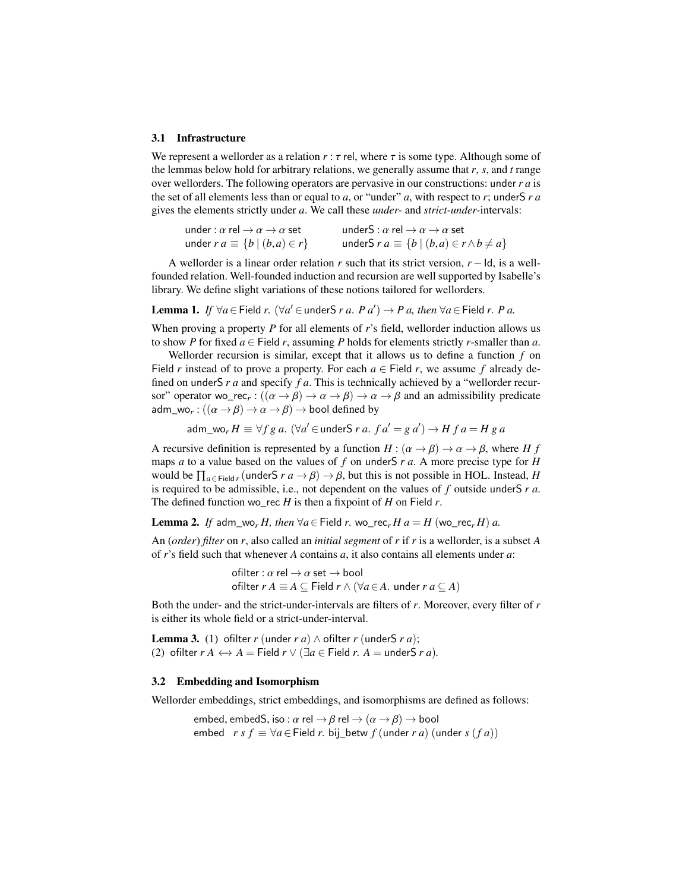### 3.1 Infrastructure

We represent a wellorder as a relation $r : \tau\ \mathsf{rel}$, where $\tau$ is some type. Although some of the lemmas below hold for arbitrary relations, we generally assume that $r$, $s$, and $t$ range over wellorders. The following operators are pervasive in our constructions: $\mathsf{under}\ r\ a$ is the set of all elements less than or equal to $a$, or "under" $a$, with respect to $r$; $\mathsf{underS}\ r\ a$ gives the elements strictly under $a$. We call these *under-* and *strict-under*-intervals:

$$\mathsf{under} : \alpha\ \mathsf{rel} \to \alpha \to \alpha\ \mathsf{set} \qquad \mathsf{underS} : \alpha\ \mathsf{rel} \to \alpha \to \alpha\ \mathsf{set}$$
$$\mathsf{under}\ r\ a \equiv \{b \mid (b,a) \in r\} \qquad \mathsf{underS}\ r\ a \equiv \{b \mid (b,a) \in r \wedge b \neq a\}$$

A wellorder is a linear order relation $r$ such that its strict version, $r - \mathsf{Id}$, is a well-founded relation. Well-founded induction and recursion are well supported by Isabelle's library. We define slight variations of these notions tailored for wellorders.

**Lemma 1.** *If* $\forall a \in \mathsf{Field}\ r.\ (\forall a' \in \mathsf{underS}\ r\ a.\ P\ a') \to P\ a$*, then* $\forall a \in \mathsf{Field}\ r.\ P\ a$*.*

When proving a property $P$ for all elements of $r$'s field, wellorder induction allows us to show $P$ for fixed $a \in \mathsf{Field}\ r$, assuming $P$ holds for elements strictly $r$-smaller than $a$.

Wellorder recursion is similar, except that it allows us to define a function $f$ on $\mathsf{Field}\ r$ instead of to prove a property. For each $a \in \mathsf{Field}\ r$, we assume $f$ already defined on $\mathsf{underS}\ r\ a$ and specify $f\ a$. This is technically achieved by a "wellorder recursor" operator $\mathsf{wo\_rec}_r : ((\alpha \to \beta) \to \alpha \to \beta) \to \alpha \to \beta$ and an admissibility predicate $\mathsf{adm\_wo}_r : ((\alpha \to \beta) \to \alpha \to \beta) \to \mathsf{bool}$ defined by

$$\mathsf{adm\_wo}_r\ H \equiv \forall f\ g\ a.\ (\forall a' \in \mathsf{underS}\ r\ a.\ f\ a' = g\ a') \to H\ f\ a = H\ g\ a$$

A recursive definition is represented by a function $H : (\alpha \to \beta) \to \alpha \to \beta$, where $H\ f$ maps $a$ to a value based on the values of $f$ on $\mathsf{underS}\ r\ a$. A more precise type for $H$ would be $\prod_{a \in \mathsf{Field}\ r} (\mathsf{underS}\ r\ a \to \beta) \to \beta$, but this is not possible in HOL. Instead, $H$ is required to be admissible, i.e., not dependent on the values of $f$ outside $\mathsf{underS}\ r\ a$. The defined function $\mathsf{wo\_rec}\ H$ is then a fixpoint of $H$ on $\mathsf{Field}\ r$.

**Lemma 2.** *If* $\mathsf{adm\_wo}_r\ H$*, then* $\forall a \in \mathsf{Field}\ r.\ \mathsf{wo\_rec}_r\ H\ a = H\ (\mathsf{wo\_rec}_r\ H)\ a$*.*

An (*order*) *filter* on $r$, also called an *initial segment* of $r$ if $r$ is a wellorder, is a subset $A$ of $r$'s field such that whenever $A$ contains $a$, it also contains all elements under $a$:

$$\mathsf{ofilter} : \alpha\ \mathsf{rel} \to \alpha\ \mathsf{set} \to \mathsf{bool}$$
$$\mathsf{ofilter}\ r\ A \equiv A \subseteq \mathsf{Field}\ r \wedge (\forall a \in A.\ \mathsf{under}\ r\ a \subseteq A)$$

Both the under- and the strict-under-intervals are filters of $r$. Moreover, every filter of $r$ is either its whole field or a strict-under-interval.

**Lemma 3.** (1) $\mathsf{ofilter}\ r\ (\mathsf{under}\ r\ a) \wedge \mathsf{ofilter}\ r\ (\mathsf{underS}\ r\ a)$;
(2) $\mathsf{ofilter}\ r\ A \leftrightarrow A = \mathsf{Field}\ r \vee (\exists a \in \mathsf{Field}\ r.\ A = \mathsf{underS}\ r\ a)$.

### 3.2 Embedding and Isomorphism

Wellorder embeddings, strict embeddings, and isomorphisms are defined as follows:

$$\mathsf{embed}, \mathsf{embedS}, \mathsf{iso} : \alpha\ \mathsf{rel} \to \beta\ \mathsf{rel} \to (\alpha \to \beta) \to \mathsf{bool}$$
$$\mathsf{embed}\ \ r\ s\ f \equiv \forall a \in \mathsf{Field}\ r.\ \mathsf{bij\_betw}\ f\ (\mathsf{under}\ r\ a)\ (\mathsf{under}\ s\ (f\ a))$$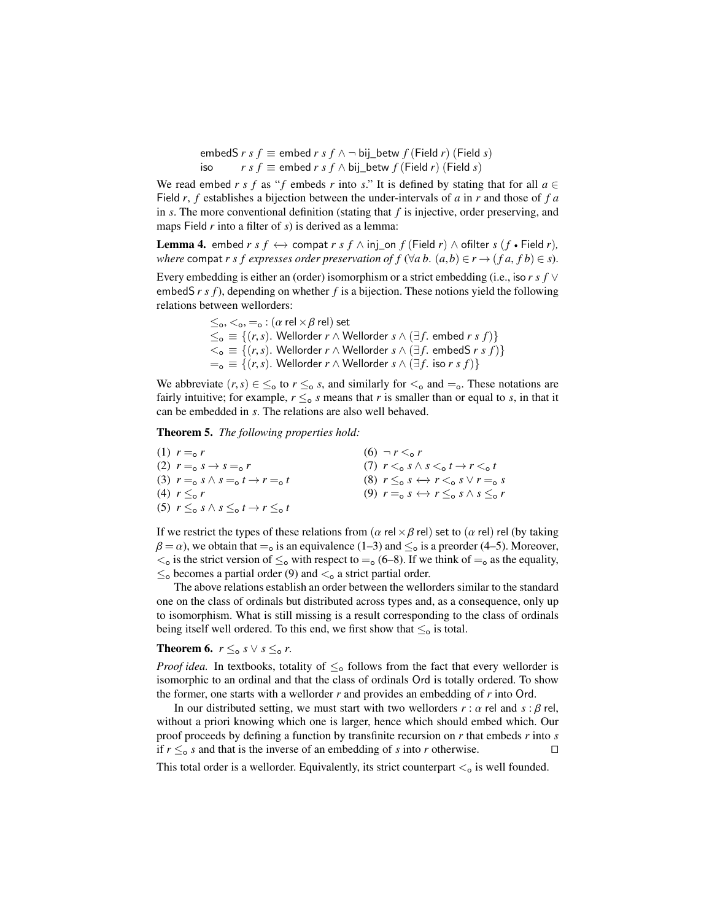$$\mathsf{embedS}\ r\ s\ f \equiv \mathsf{embed}\ r\ s\ f \wedge \neg\, \mathsf{bij\_betw}\ f\ (\mathsf{Field}\ r)\ (\mathsf{Field}\ s)$$
$$\mathsf{iso}\ \ r\ s\ f \equiv \mathsf{embed}\ r\ s\ f \wedge \mathsf{bij\_betw}\ f\ (\mathsf{Field}\ r)\ (\mathsf{Field}\ s)$$

We read embed $r\ s\ f$ as "$f$ embeds $r$ into $s$." It is defined by stating that for all $a \in$ Field $r$, $f$ establishes a bijection between the under-intervals of $a$ in $r$ and those of $f\ a$ in $s$. The more conventional definition (stating that $f$ is injective, order preserving, and maps Field $r$ into a filter of $s$) is derived as a lemma:

**Lemma 4.** $\mathsf{embed}\ r\ s\ f \leftrightarrow \mathsf{compat}\ r\ s\ f \wedge \mathsf{inj\_on}\ f\ (\mathsf{Field}\ r) \wedge \mathsf{ofilter}\ s\ (f \bullet \mathsf{Field}\ r)$, *where* compat $r\ s\ f$ *expresses order preservation of* $f$ ($\forall a\, b.\ (a,b) \in r \to (f\,a, f\,b) \in s$).

Every embedding is either an (order) isomorphism or a strict embedding (i.e., iso $r\ s\ f \vee$ embedS $r\ s\ f$), depending on whether $f$ is a bijection. These notions yield the following relations between wellorders:

$$\leq_{\mathsf{o}}, <_{\mathsf{o}}, =_{\mathsf{o}} : (\alpha\ \mathsf{rel} \times \beta\ \mathsf{rel})\ \mathsf{set}$$
$$\leq_{\mathsf{o}}\ \equiv \{(r,s).\ \mathsf{Wellorder}\ r \wedge \mathsf{Wellorder}\ s \wedge (\exists f.\ \mathsf{embed}\ r\ s\ f)\}$$
$$<_{\mathsf{o}}\ \equiv \{(r,s).\ \mathsf{Wellorder}\ r \wedge \mathsf{Wellorder}\ s \wedge (\exists f.\ \mathsf{embedS}\ r\ s\ f)\}$$
$$=_{\mathsf{o}}\ \equiv \{(r,s).\ \mathsf{Wellorder}\ r \wedge \mathsf{Wellorder}\ s \wedge (\exists f.\ \mathsf{iso}\ r\ s\ f)\}$$

We abbreviate $(r,s) \in\ \leq_{\mathsf{o}}$ to $r \leq_{\mathsf{o}} s$, and similarly for $<_{\mathsf{o}}$ and $=_{\mathsf{o}}$. These notations are fairly intuitive; for example, $r \leq_{\mathsf{o}} s$ means that $r$ is smaller than or equal to $s$, in that it can be embedded in $s$. The relations are also well behaved.

**Theorem 5.** *The following properties hold:*

(1) $r =_{\mathsf{o}} r$
(2) $r =_{\mathsf{o}} s \to s =_{\mathsf{o}} r$
(3) $r =_{\mathsf{o}} s \wedge s =_{\mathsf{o}} t \to r =_{\mathsf{o}} t$
(4) $r \leq_{\mathsf{o}} r$
(5) $r \leq_{\mathsf{o}} s \wedge s \leq_{\mathsf{o}} t \to r \leq_{\mathsf{o}} t$
(6) $\neg\, r <_{\mathsf{o}} r$
(7) $r <_{\mathsf{o}} s \wedge s <_{\mathsf{o}} t \to r <_{\mathsf{o}} t$
(8) $r \leq_{\mathsf{o}} s \leftrightarrow r <_{\mathsf{o}} s \vee r =_{\mathsf{o}} s$
(9) $r =_{\mathsf{o}} s \leftrightarrow r \leq_{\mathsf{o}} s \wedge s \leq_{\mathsf{o}} r$

If we restrict the types of these relations from $(\alpha\ \mathsf{rel} \times \beta\ \mathsf{rel})$ set to $(\alpha\ \mathsf{rel})$ rel (by taking $\beta = \alpha$), we obtain that $=_{\mathsf{o}}$ is an equivalence (1–3) and $\leq_{\mathsf{o}}$ is a preorder (4–5). Moreover, $<_{\mathsf{o}}$ is the strict version of $\leq_{\mathsf{o}}$ with respect to $=_{\mathsf{o}}$ (6–8). If we think of $=_{\mathsf{o}}$ as the equality, $\leq_{\mathsf{o}}$ becomes a partial order (9) and $<_{\mathsf{o}}$ a strict partial order.

The above relations establish an order between the wellorders similar to the standard one on the class of ordinals but distributed across types and, as a consequence, only up to isomorphism. What is still missing is a result corresponding to the class of ordinals being itself well ordered. To this end, we first show that $\leq_{\mathsf{o}}$ is total.

**Theorem 6.** $r \leq_{\mathsf{o}} s \vee s \leq_{\mathsf{o}} r$.

*Proof idea.* In textbooks, totality of $\leq_{\mathsf{o}}$ follows from the fact that every wellorder is isomorphic to an ordinal and that the class of ordinals Ord is totally ordered. To show the former, one starts with a wellorder $r$ and provides an embedding of $r$ into Ord.

In our distributed setting, we must start with two wellorders $r : \alpha$ rel and $s : \beta$ rel, without a priori knowing which one is larger, hence which should embed which. Our proof proceeds by defining a function by transfinite recursion on $r$ that embeds $r$ into $s$ if $r \leq_{\mathsf{o}} s$ and that is the inverse of an embedding of $s$ into $r$ otherwise. □

This total order is a wellorder. Equivalently, its strict counterpart $<_{\mathsf{o}}$ is well founded.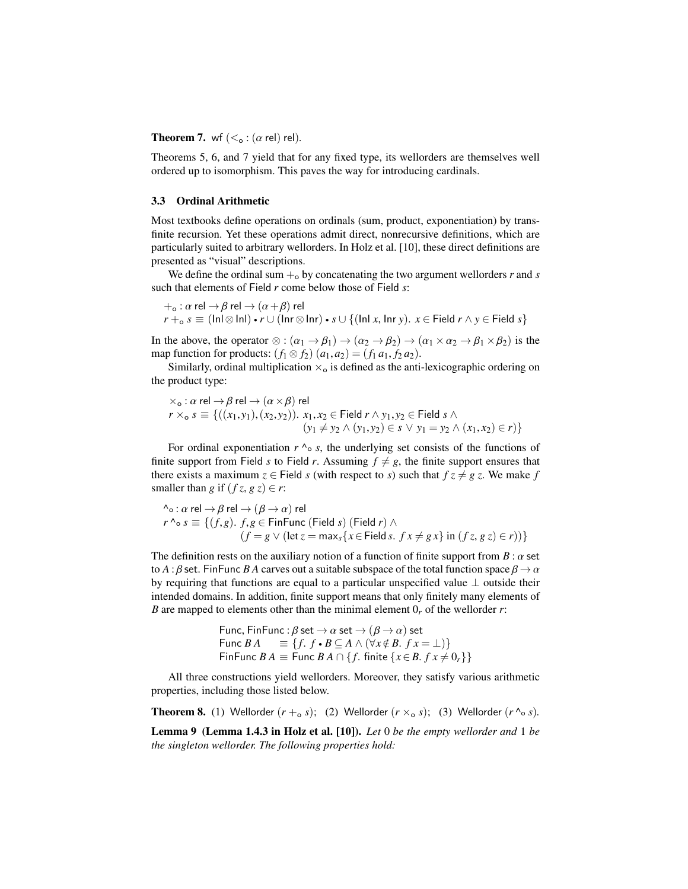**Theorem 7.** $\mathsf{wf}\ (<_\circ : (\alpha\ \mathsf{rel})\ \mathsf{rel})$.

Theorems 5, 6, and 7 yield that for any fixed type, its wellorders are themselves well ordered up to isomorphism. This paves the way for introducing cardinals.

### 3.3 Ordinal Arithmetic

Most textbooks define operations on ordinals (sum, product, exponentiation) by transfinite recursion. Yet these operations admit direct, nonrecursive definitions, which are particularly suited to arbitrary wellorders. In Holz et al. [10], these direct definitions are presented as "visual" descriptions.

We define the ordinal sum $+_\circ$ by concatenating the two argument wellorders $r$ and $s$ such that elements of $\mathsf{Field}\ r$ come below those of $\mathsf{Field}\ s$:

$$+_\circ : \alpha\ \mathsf{rel} \to \beta\ \mathsf{rel} \to (\alpha + \beta)\ \mathsf{rel}$$
$$r +_\circ s \equiv (\mathsf{Inl} \otimes \mathsf{Inl}) \bullet r \cup (\mathsf{Inr} \otimes \mathsf{Inr}) \bullet s \cup \{(\mathsf{Inl}\ x, \mathsf{Inr}\ y).\ x \in \mathsf{Field}\ r \wedge y \in \mathsf{Field}\ s\}$$

In the above, the operator $\otimes : (\alpha_1 \to \beta_1) \to (\alpha_2 \to \beta_2) \to (\alpha_1 \times \alpha_2 \to \beta_1 \times \beta_2)$ is the map function for products: $(f_1 \otimes f_2)\ (a_1, a_2) = (f_1\, a_1, f_2\, a_2)$.

Similarly, ordinal multiplication $\times_\circ$ is defined as the anti-lexicographic ordering on the product type:

$$\times_\circ : \alpha\ \mathsf{rel} \to \beta\ \mathsf{rel} \to (\alpha \times \beta)\ \mathsf{rel}$$
$$r \times_\circ s \equiv \{((x_1, y_1), (x_2, y_2)).\ x_1, x_2 \in \mathsf{Field}\ r \wedge y_1, y_2 \in \mathsf{Field}\ s \wedge$$
$$(y_1 \neq y_2 \wedge (y_1, y_2) \in s \vee y_1 = y_2 \wedge (x_1, x_2) \in r)\}$$

For ordinal exponentiation $r \mathbin{\hat{}_\circ} s$, the underlying set consists of the functions of finite support from $\mathsf{Field}\ s$ to $\mathsf{Field}\ r$. Assuming $f \neq g$, the finite support ensures that there exists a maximum $z \in \mathsf{Field}\ s$ (with respect to $s$) such that $f\, z \neq g\, z$. We make $f$ smaller than $g$ if $(f\, z,\ g\, z) \in r$:

$$\hat{}_\circ : \alpha\ \mathsf{rel} \to \beta\ \mathsf{rel} \to (\beta \to \alpha)\ \mathsf{rel}$$
$$r \mathbin{\hat{}_\circ} s \equiv \{(f, g).\ f, g \in \mathsf{FinFunc}\ (\mathsf{Field}\ s)\ (\mathsf{Field}\ r) \wedge$$
$$(f = g \vee (\mathsf{let}\ z = \mathsf{max}_s\{x \in \mathsf{Field}\ s.\ f\, x \neq g\, x\}\ \mathsf{in}\ (f\, z,\ g\, z) \in r))\}$$

The definition rests on the auxiliary notion of a function of finite support from $B : \alpha\ \mathsf{set}$ to $A : \beta\ \mathsf{set}$. $\mathsf{FinFunc}\ B\ A$ carves out a suitable subspace of the total function space $\beta \to \alpha$ by requiring that functions are equal to a particular unspecified value $\bot$ outside their intended domains. In addition, finite support means that only finitely many elements of $B$ are mapped to elements other than the minimal element $0_r$ of the wellorder $r$:

$$\mathsf{Func}, \mathsf{FinFunc} : \beta\ \mathsf{set} \to \alpha\ \mathsf{set} \to (\beta \to \alpha)\ \mathsf{set}$$
$$\mathsf{Func}\ B\ A \quad \equiv \{f.\ f \bullet B \subseteq A \wedge (\forall x \notin B.\ f\, x = \bot)\}$$
$$\mathsf{FinFunc}\ B\ A \equiv \mathsf{Func}\ B\ A \cap \{f.\ \mathsf{finite}\ \{x \in B.\ f\, x \neq 0_r\}\}$$

All three constructions yield wellorders. Moreover, they satisfy various arithmetic properties, including those listed below.

**Theorem 8.** (1) $\mathsf{Wellorder}\ (r +_\circ s)$; (2) $\mathsf{Wellorder}\ (r \times_\circ s)$; (3) $\mathsf{Wellorder}\ (r \mathbin{\hat{}_\circ} s)$.

**Lemma 9 (Lemma 1.4.3 in Holz et al. [10]).** *Let* $0$ *be the empty wellorder and* $1$ *be the singleton wellorder. The following properties hold:*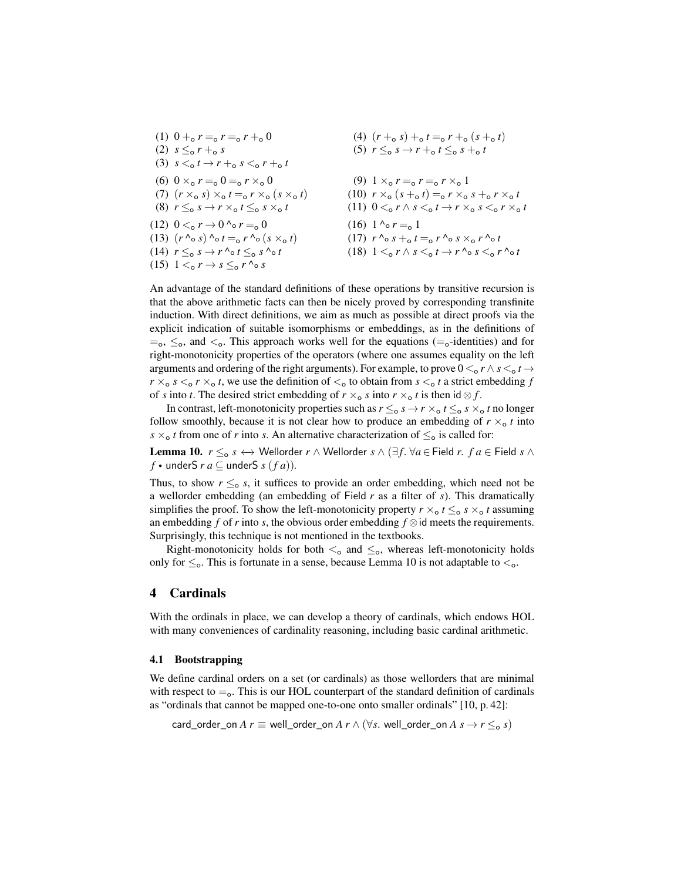(1) $0 +_{\mathsf{o}} r =_{\mathsf{o}} r =_{\mathsf{o}} r +_{\mathsf{o}} 0$

(2) $s \leq_{\mathsf{o}} r +_{\mathsf{o}} s$

(3) $s <_{\mathsf{o}} t \rightarrow r +_{\mathsf{o}} s <_{\mathsf{o}} r +_{\mathsf{o}} t$

(4) $(r +_{\mathsf{o}} s) +_{\mathsf{o}} t =_{\mathsf{o}} r +_{\mathsf{o}} (s +_{\mathsf{o}} t)$

(5) $r \leq_{\mathsf{o}} s \rightarrow r +_{\mathsf{o}} t \leq_{\mathsf{o}} s +_{\mathsf{o}} t$

(6) $0 \times_{\mathsf{o}} r =_{\mathsf{o}} 0 =_{\mathsf{o}} r \times_{\mathsf{o}} 0$

(7) $(r \times_{\mathsf{o}} s) \times_{\mathsf{o}} t =_{\mathsf{o}} r \times_{\mathsf{o}} (s \times_{\mathsf{o}} t)$

(8) $r \leq_{\mathsf{o}} s \rightarrow r \times_{\mathsf{o}} t \leq_{\mathsf{o}} s \times_{\mathsf{o}} t$

(9) $1 \times_{\mathsf{o}} r =_{\mathsf{o}} r =_{\mathsf{o}} r \times_{\mathsf{o}} 1$

(10) $r \times_{\mathsf{o}} (s +_{\mathsf{o}} t) =_{\mathsf{o}} r \times_{\mathsf{o}} s +_{\mathsf{o}} r \times_{\mathsf{o}} t$

(11) $0 <_{\mathsf{o}} r \wedge s <_{\mathsf{o}} t \rightarrow r \times_{\mathsf{o}} s <_{\mathsf{o}} r \times_{\mathsf{o}} t$

(12) $0 <_{\mathsf{o}} r \rightarrow 0 \,\hat{}_{\mathsf{o}}\, r =_{\mathsf{o}} 0$

(13) $(r \,\hat{}_{\mathsf{o}}\, s) \,\hat{}_{\mathsf{o}}\, t =_{\mathsf{o}} r \,\hat{}_{\mathsf{o}}\, (s \times_{\mathsf{o}} t)$

(14) $r \leq_{\mathsf{o}} s \rightarrow r \,\hat{}_{\mathsf{o}}\, t \leq_{\mathsf{o}} s \,\hat{}_{\mathsf{o}}\, t$

(15) $1 <_{\mathsf{o}} r \rightarrow s \leq_{\mathsf{o}} r \,\hat{}_{\mathsf{o}}\, s$

(16) $1 \,\hat{}_{\mathsf{o}}\, r =_{\mathsf{o}} 1$

(17) $r \,\hat{}_{\mathsf{o}}\, s +_{\mathsf{o}} t =_{\mathsf{o}} r \,\hat{}_{\mathsf{o}}\, s \times_{\mathsf{o}} r \,\hat{}_{\mathsf{o}}\, t$

(18) $1 <_{\mathsf{o}} r \wedge s <_{\mathsf{o}} t \rightarrow r \,\hat{}_{\mathsf{o}}\, s <_{\mathsf{o}} r \,\hat{}_{\mathsf{o}}\, t$

An advantage of the standard definitions of these operations by transitive recursion is that the above arithmetic facts can then be nicely proved by corresponding transfinite induction. With direct definitions, we aim as much as possible at direct proofs via the explicit indication of suitable isomorphisms or embeddings, as in the definitions of $=_{\mathsf{o}}$, $\leq_{\mathsf{o}}$, and $<_{\mathsf{o}}$. This approach works well for the equations ($=_{\mathsf{o}}$-identities) and for right-monotonicity properties of the operators (where one assumes equality on the left arguments and ordering of the right arguments). For example, to prove $0 <_{\mathsf{o}} r \wedge s <_{\mathsf{o}} t \rightarrow r \times_{\mathsf{o}} s <_{\mathsf{o}} r \times_{\mathsf{o}} t$, we use the definition of $<_{\mathsf{o}}$ to obtain from $s <_{\mathsf{o}} t$ a strict embedding $f$ of $s$ into $t$. The desired strict embedding of $r \times_{\mathsf{o}} s$ into $r \times_{\mathsf{o}} t$ is then $\mathsf{id} \otimes f$.

In contrast, left-monotonicity properties such as $r \leq_{\mathsf{o}} s \rightarrow r \times_{\mathsf{o}} t \leq_{\mathsf{o}} s \times_{\mathsf{o}} t$ no longer follow smoothly, because it is not clear how to produce an embedding of $r \times_{\mathsf{o}} t$ into $s \times_{\mathsf{o}} t$ from one of $r$ into $s$. An alternative characterization of $\leq_{\mathsf{o}}$ is called for:

**Lemma 10.** $r \leq_{\mathsf{o}} s \leftrightarrow \mathsf{Wellorder}\ r \wedge \mathsf{Wellorder}\ s \wedge (\exists f.\ \forall a \in \mathsf{Field}\ r.\ f\ a \in \mathsf{Field}\ s \wedge f \bullet \mathsf{underS}\ r\ a \subseteq \mathsf{underS}\ s\ (f\ a))$.

Thus, to show $r \leq_{\mathsf{o}} s$, it suffices to provide an order embedding, which need not be a wellorder embedding (an embedding of $\mathsf{Field}\ r$ as a filter of $s$). This dramatically simplifies the proof. To show the left-monotonicity property $r \times_{\mathsf{o}} t \leq_{\mathsf{o}} s \times_{\mathsf{o}} t$ assuming an embedding $f$ of $r$ into $s$, the obvious order embedding $f \otimes \mathsf{id}$ meets the requirements. Surprisingly, this technique is not mentioned in the textbooks.

Right-monotonicity holds for both $<_{\mathsf{o}}$ and $\leq_{\mathsf{o}}$, whereas left-monotonicity holds only for $\leq_{\mathsf{o}}$. This is fortunate in a sense, because Lemma 10 is not adaptable to $<_{\mathsf{o}}$.

## 4 Cardinals

With the ordinals in place, we can develop a theory of cardinals, which endows HOL with many conveniences of cardinality reasoning, including basic cardinal arithmetic.

### 4.1 Bootstrapping

We define cardinal orders on a set (or cardinals) as those wellorders that are minimal with respect to $=_{\mathsf{o}}$. This is our HOL counterpart of the standard definition of cardinals as "ordinals that cannot be mapped one-to-one onto smaller ordinals" [10, p. 42]:

$$\mathsf{card\_order\_on}\ A\ r \equiv \mathsf{well\_order\_on}\ A\ r \wedge (\forall s.\ \mathsf{well\_order\_on}\ A\ s \rightarrow r \leq_{\mathsf{o}} s)$$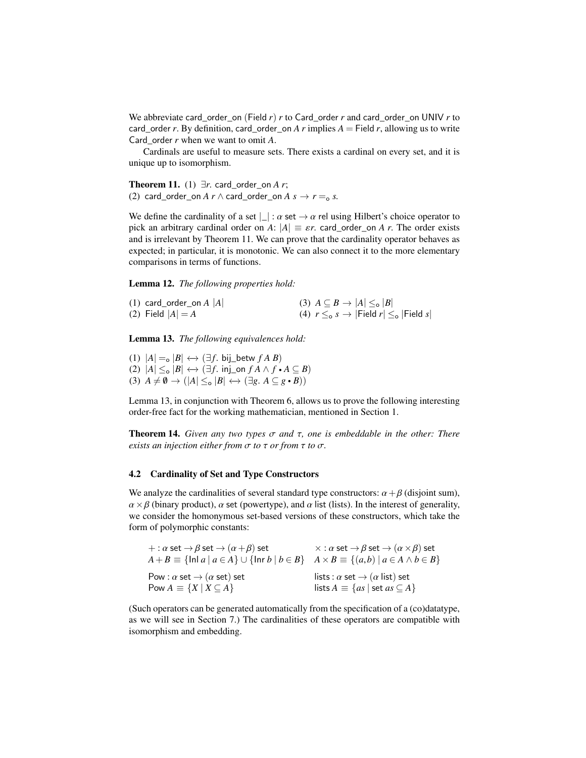We abbreviate card_order_on (Field $r$) $r$ to Card_order $r$ and card_order_on UNIV $r$ to card_order $r$. By definition, card_order_on $A$ $r$ implies $A = \text{Field } r$, allowing us to write Card_order $r$ when we want to omit $A$.

Cardinals are useful to measure sets. There exists a cardinal on every set, and it is unique up to isomorphism.

**Theorem 11.** (1) $\exists r.$ card_order_on $A$ $r$;
(2) card_order_on $A$ $r$ $\wedge$ card_order_on $A$ $s$ $\rightarrow$ $r =_{\mathsf{o}} s$.

We define the cardinality of a set $|\_| : \alpha\ \mathsf{set} \rightarrow \alpha\ \mathsf{rel}$ using Hilbert's choice operator to pick an arbitrary cardinal order on $A$: $|A| \equiv \varepsilon r.$ card_order_on $A$ $r$. The order exists and is irrelevant by Theorem 11. We can prove that the cardinality operator behaves as expected; in particular, it is monotonic. We can also connect it to the more elementary comparisons in terms of functions.

**Lemma 12.** *The following properties hold:*

(1) card_order_on $A$ $|A|$
(2) Field $|A| = A$
(3) $A \subseteq B \rightarrow |A| \leq_{\mathsf{o}} |B|$
(4) $r \leq_{\mathsf{o}} s \rightarrow |\text{Field } r| \leq_{\mathsf{o}} |\text{Field } s|$

**Lemma 13.** *The following equivalences hold:*

(1) $|A| =_{\mathsf{o}} |B| \leftrightarrow (\exists f.\ \text{bij\_betw } f\ A\ B)$
(2) $|A| \leq_{\mathsf{o}} |B| \leftrightarrow (\exists f.\ \text{inj\_on } f\ A \wedge f \bullet A \subseteq B)$
(3) $A \neq \emptyset \rightarrow (|A| \leq_{\mathsf{o}} |B| \leftrightarrow (\exists g.\ A \subseteq g \bullet B))$

Lemma 13, in conjunction with Theorem 6, allows us to prove the following interesting order-free fact for the working mathematician, mentioned in Section 1.

**Theorem 14.** *Given any two types $\sigma$ and $\tau$, one is embeddable in the other: There exists an injection either from $\sigma$ to $\tau$ or from $\tau$ to $\sigma$.*

### 4.2 Cardinality of Set and Type Constructors

We analyze the cardinalities of several standard type constructors: $\alpha + \beta$ (disjoint sum), $\alpha \times \beta$ (binary product), $\alpha$ set (powertype), and $\alpha$ list (lists). In the interest of generality, we consider the homonymous set-based versions of these constructors, which take the form of polymorphic constants:

$$+ : \alpha\ \mathsf{set} \rightarrow \beta\ \mathsf{set} \rightarrow (\alpha + \beta)\ \mathsf{set} \qquad \times : \alpha\ \mathsf{set} \rightarrow \beta\ \mathsf{set} \rightarrow (\alpha \times \beta)\ \mathsf{set}$$
$$A + B \equiv \{\mathsf{Inl}\ a \mid a \in A\} \cup \{\mathsf{Inr}\ b \mid b \in B\} \qquad A \times B \equiv \{(a,b) \mid a \in A \wedge b \in B\}$$

$$\mathsf{Pow} : \alpha\ \mathsf{set} \rightarrow (\alpha\ \mathsf{set})\ \mathsf{set} \qquad \mathsf{lists} : \alpha\ \mathsf{set} \rightarrow (\alpha\ \mathsf{list})\ \mathsf{set}$$
$$\mathsf{Pow}\ A \equiv \{X \mid X \subseteq A\} \qquad \mathsf{lists}\ A \equiv \{as \mid \mathsf{set}\ as \subseteq A\}$$

(Such operators can be generated automatically from the specification of a (co)datatype, as we will see in Section 7.) The cardinalities of these operators are compatible with isomorphism and embedding.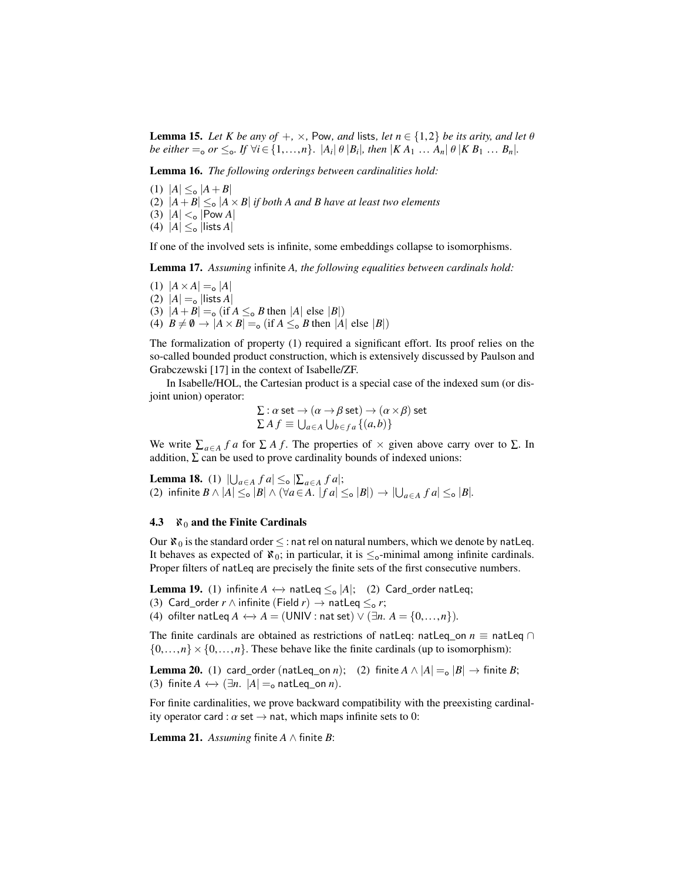**Lemma 15.** *Let $K$ be any of $+$, $\times$, $\mathsf{Pow}$, and $\mathsf{lists}$, let $n \in \{1,2\}$ be its arity, and let $\theta$ be either $=_{\mathsf{o}}$ or $\leq_{\mathsf{o}}$. If $\forall i \in \{1,\ldots,n\}.\ |A_i|\ \theta\ |B_i|$, then $|K\ A_1\ \ldots\ A_n|\ \theta\ |K\ B_1\ \ldots\ B_n|$.*

**Lemma 16.** *The following orderings between cardinalities hold:*

(1) $|A| \leq_{\mathsf{o}} |A+B|$
(2) $|A+B| \leq_{\mathsf{o}} |A \times B|$ *if both $A$ and $B$ have at least two elements*
(3) $|A| <_{\mathsf{o}} |\mathsf{Pow}\ A|$
(4) $|A| \leq_{\mathsf{o}} |\mathsf{lists}\ A|$

If one of the involved sets is infinite, some embeddings collapse to isomorphisms.

**Lemma 17.** *Assuming* $\mathsf{infinite}\ A$*, the following equalities between cardinals hold:*

(1) $|A \times A| =_{\mathsf{o}} |A|$
(2) $|A| =_{\mathsf{o}} |\mathsf{lists}\ A|$
(3) $|A+B| =_{\mathsf{o}} (\text{if } A \leq_{\mathsf{o}} B \text{ then } |A| \text{ else } |B|)$
(4) $B \neq \emptyset \rightarrow |A \times B| =_{\mathsf{o}} (\text{if } A \leq_{\mathsf{o}} B \text{ then } |A| \text{ else } |B|)$

The formalization of property (1) required a significant effort. Its proof relies on the so-called bounded product construction, which is extensively discussed by Paulson and Grabczewski [17] in the context of Isabelle/ZF.

In Isabelle/HOL, the Cartesian product is a special case of the indexed sum (or disjoint union) operator:

$$\Sigma : \alpha\ \mathsf{set} \rightarrow (\alpha \rightarrow \beta\ \mathsf{set}) \rightarrow (\alpha \times \beta)\ \mathsf{set}$$
$$\Sigma\ A\ f \equiv \bigcup_{a \in A} \bigcup_{b \in f\ a} \{(a,b)\}$$

We write $\sum_{a \in A} f\ a$ for $\Sigma\ A\ f$. The properties of $\times$ given above carry over to $\Sigma$. In addition, $\Sigma$ can be used to prove cardinality bounds of indexed unions:

**Lemma 18.** (1) $|\bigcup_{a \in A} f\ a| \leq_{\mathsf{o}} |\sum_{a \in A} f\ a|$;
(2) $\mathsf{infinite}\ B \wedge |A| \leq_{\mathsf{o}} |B| \wedge (\forall a \in A.\ |f\ a| \leq_{\mathsf{o}} |B|) \rightarrow |\bigcup_{a \in A} f\ a| \leq_{\mathsf{o}} |B|$.

### 4.3 $\aleph_0$ and the Finite Cardinals

Our $\aleph_0$ is the standard order $\leq : \mathsf{nat\ rel}$ on natural numbers, which we denote by $\mathsf{natLeq}$. It behaves as expected of $\aleph_0$; in particular, it is $\leq_{\mathsf{o}}$-minimal among infinite cardinals. Proper filters of $\mathsf{natLeq}$ are precisely the finite sets of the first consecutive numbers.

**Lemma 19.** (1) $\mathsf{infinite}\ A \leftrightarrow \mathsf{natLeq} \leq_{\mathsf{o}} |A|$; (2) $\mathsf{Card\_order\ natLeq}$;
(3) $\mathsf{Card\_order}\ r \wedge \mathsf{infinite}\ (\mathsf{Field}\ r) \rightarrow \mathsf{natLeq} \leq_{\mathsf{o}} r$;
(4) $\mathsf{ofilter\ natLeq}\ A \leftrightarrow A = (\mathsf{UNIV} : \mathsf{nat\ set}) \vee (\exists n.\ A = \{0,\ldots,n\})$.

The finite cardinals are obtained as restrictions of $\mathsf{natLeq}$: $\mathsf{natLeq\_on}\ n \equiv \mathsf{natLeq} \cap \{0,\ldots,n\} \times \{0,\ldots,n\}$. These behave like the finite cardinals (up to isomorphism):

**Lemma 20.** (1) $\mathsf{card\_order}\ (\mathsf{natLeq\_on}\ n)$; (2) $\mathsf{finite}\ A \wedge |A| =_{\mathsf{o}} |B| \rightarrow \mathsf{finite}\ B$;
(3) $\mathsf{finite}\ A \leftrightarrow (\exists n.\ |A| =_{\mathsf{o}} \mathsf{natLeq\_on}\ n)$.

For finite cardinalities, we prove backward compatibility with the preexisting cardinality operator $\mathsf{card} : \alpha\ \mathsf{set} \rightarrow \mathsf{nat}$, which maps infinite sets to 0:

**Lemma 21.** *Assuming* $\mathsf{finite}\ A \wedge \mathsf{finite}\ B$: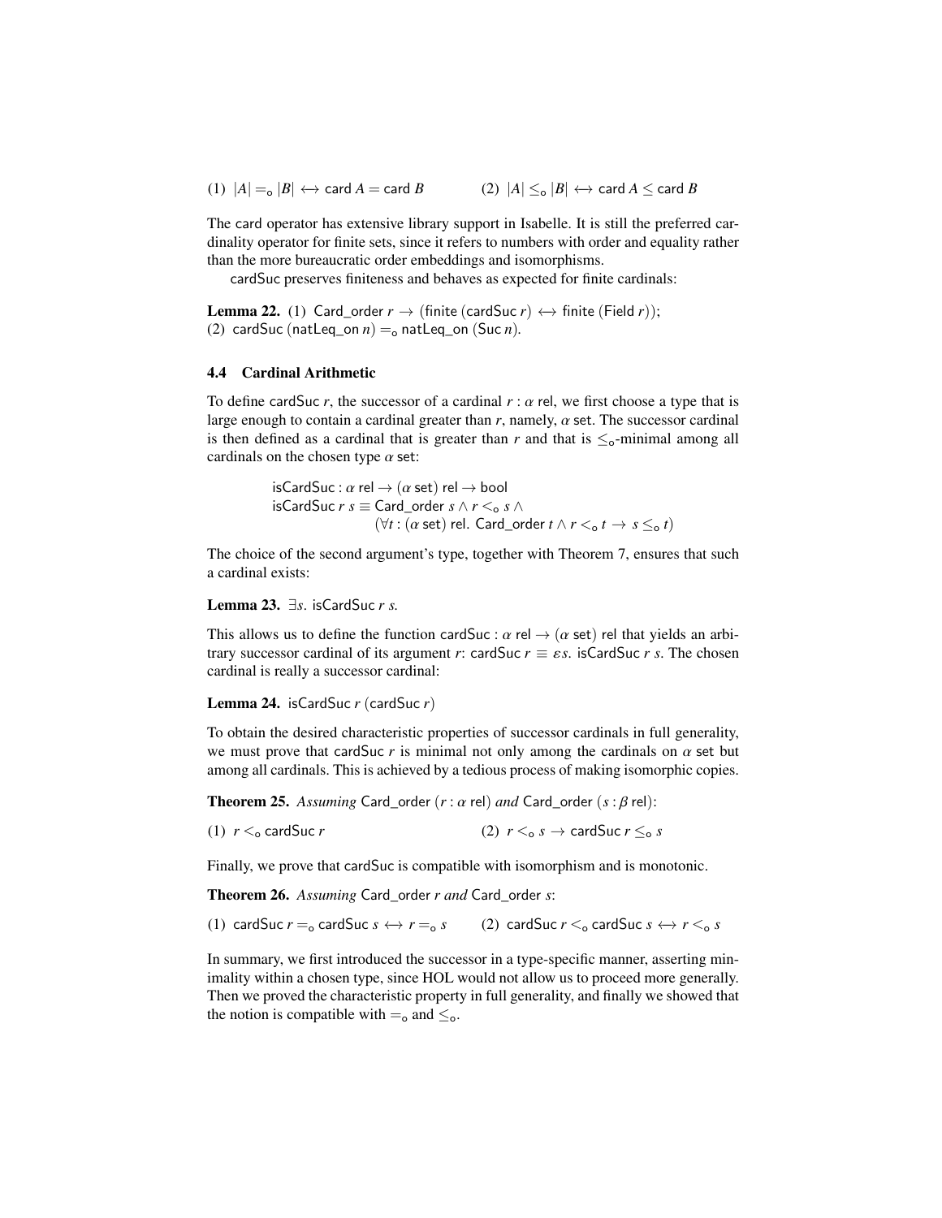(1) $|A| =_o |B| \leftrightarrow \mathsf{card}\ A = \mathsf{card}\ B$ (2) $|A| \leq_o |B| \leftrightarrow \mathsf{card}\ A \leq \mathsf{card}\ B$

The card operator has extensive library support in Isabelle. It is still the preferred cardinality operator for finite sets, since it refers to numbers with order and equality rather than the more bureaucratic order embeddings and isomorphisms.

cardSuc preserves finiteness and behaves as expected for finite cardinals:

**Lemma 22.** (1) $\mathsf{Card\_order}\ r \rightarrow (\mathsf{finite}\ (\mathsf{cardSuc}\ r) \leftrightarrow \mathsf{finite}\ (\mathsf{Field}\ r))$;
(2) $\mathsf{cardSuc}\ (\mathsf{natLeq\_on}\ n) =_o \mathsf{natLeq\_on}\ (\mathsf{Suc}\ n)$.

### 4.4 Cardinal Arithmetic

To define cardSuc $r$, the successor of a cardinal $r : \alpha$ rel, we first choose a type that is large enough to contain a cardinal greater than $r$, namely, $\alpha$ set. The successor cardinal is then defined as a cardinal that is greater than $r$ and that is $\leq_o$-minimal among all cardinals on the chosen type $\alpha$ set:

$$\mathsf{isCardSuc} : \alpha\ \mathsf{rel} \rightarrow (\alpha\ \mathsf{set})\ \mathsf{rel} \rightarrow \mathsf{bool}$$
$$\mathsf{isCardSuc}\ r\ s \equiv \mathsf{Card\_order}\ s \wedge r <_o s \wedge (\forall t : (\alpha\ \mathsf{set})\ \mathsf{rel}.\ \mathsf{Card\_order}\ t \wedge r <_o t \rightarrow s \leq_o t)$$

The choice of the second argument's type, together with Theorem 7, ensures that such a cardinal exists:

**Lemma 23.** $\exists s.\ \mathsf{isCardSuc}\ r\ s.$

This allows us to define the function $\mathsf{cardSuc} : \alpha\ \mathsf{rel} \rightarrow (\alpha\ \mathsf{set})\ \mathsf{rel}$ that yields an arbitrary successor cardinal of its argument $r$: $\mathsf{cardSuc}\ r \equiv \varepsilon s.\ \mathsf{isCardSuc}\ r\ s$. The chosen cardinal is really a successor cardinal:

**Lemma 24.** $\mathsf{isCardSuc}\ r\ (\mathsf{cardSuc}\ r)$

To obtain the desired characteristic properties of successor cardinals in full generality, we must prove that cardSuc $r$ is minimal not only among the cardinals on $\alpha$ set but among all cardinals. This is achieved by a tedious process of making isomorphic copies.

**Theorem 25.** *Assuming* $\mathsf{Card\_order}\ (r : \alpha\ \mathsf{rel})$ *and* $\mathsf{Card\_order}\ (s : \beta\ \mathsf{rel})$:

(1) $r <_o \mathsf{cardSuc}\ r$ (2) $r <_o s \rightarrow \mathsf{cardSuc}\ r \leq_o s$

Finally, we prove that cardSuc is compatible with isomorphism and is monotonic.

**Theorem 26.** *Assuming* $\mathsf{Card\_order}\ r$ *and* $\mathsf{Card\_order}\ s$:

(1) $\mathsf{cardSuc}\ r =_o \mathsf{cardSuc}\ s \leftrightarrow r =_o s$ (2) $\mathsf{cardSuc}\ r <_o \mathsf{cardSuc}\ s \leftrightarrow r <_o s$

In summary, we first introduced the successor in a type-specific manner, asserting minimality within a chosen type, since HOL would not allow us to proceed more generally. Then we proved the characteristic property in full generality, and finally we showed that the notion is compatible with $=_o$ and $\leq_o$.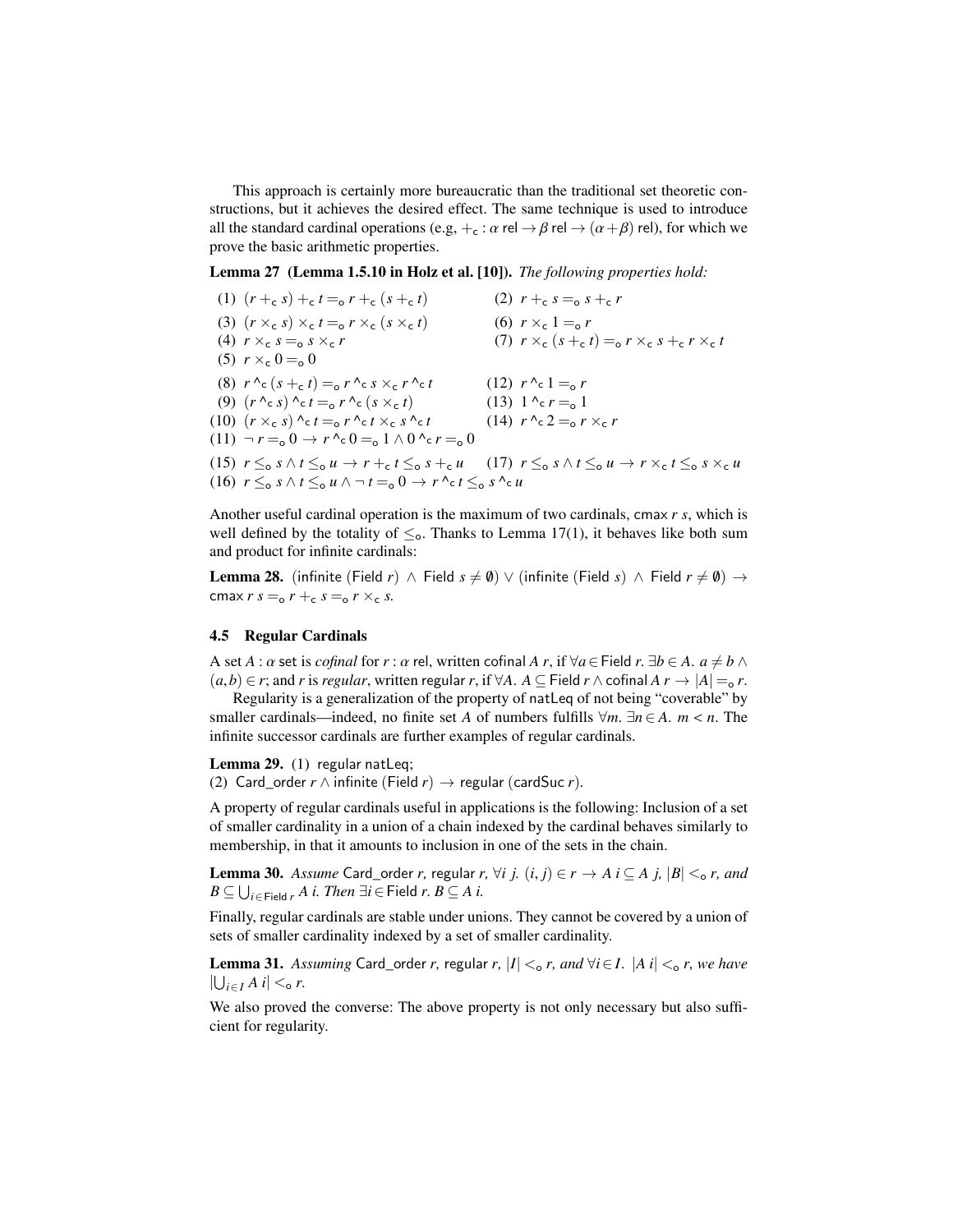This approach is certainly more bureaucratic than the traditional set theoretic constructions, but it achieves the desired effect. The same technique is used to introduce all the standard cardinal operations (e.g, $+_\mathsf{c} : \alpha\ \mathsf{rel} \to \beta\ \mathsf{rel} \to (\alpha + \beta)\ \mathsf{rel}$), for which we prove the basic arithmetic properties.

**Lemma 27 (Lemma 1.5.10 in Holz et al. [10]).** *The following properties hold:*

(1) $(r +_\mathsf{c} s) +_\mathsf{c} t =_\mathsf{o} r +_\mathsf{c} (s +_\mathsf{c} t)$

(2) $r +_\mathsf{c} s =_\mathsf{o} s +_\mathsf{c} r$

(3) $(r \times_\mathsf{c} s) \times_\mathsf{c} t =_\mathsf{o} r \times_\mathsf{c} (s \times_\mathsf{c} t)$

(4) $r \times_\mathsf{c} s =_\mathsf{o} s \times_\mathsf{c} r$

(5) $r \times_\mathsf{c} 0 =_\mathsf{o} 0$

(6) $r \times_\mathsf{c} 1 =_\mathsf{o} r$

(7) $r \times_\mathsf{c} (s +_\mathsf{c} t) =_\mathsf{o} r \times_\mathsf{c} s +_\mathsf{c} r \times_\mathsf{c} t$

(8) $r \mathbin{\hat{}_\mathsf{c}} (s +_\mathsf{c} t) =_\mathsf{o} r \mathbin{\hat{}_\mathsf{c}} s \times_\mathsf{c} r \mathbin{\hat{}_\mathsf{c}} t$

(9) $(r \mathbin{\hat{}_\mathsf{c}} s) \mathbin{\hat{}_\mathsf{c}} t =_\mathsf{o} r \mathbin{\hat{}_\mathsf{c}} (s \times_\mathsf{c} t)$

(10) $(r \times_\mathsf{c} s) \mathbin{\hat{}_\mathsf{c}} t =_\mathsf{o} r \mathbin{\hat{}_\mathsf{c}} t \times_\mathsf{c} s \mathbin{\hat{}_\mathsf{c}} t$

(11) $\neg\, r =_\mathsf{o} 0 \to r \mathbin{\hat{}_\mathsf{c}} 0 =_\mathsf{o} 1 \wedge 0 \mathbin{\hat{}_\mathsf{c}} r =_\mathsf{o} 0$

(12) $r \mathbin{\hat{}_\mathsf{c}} 1 =_\mathsf{o} r$

(13) $1 \mathbin{\hat{}_\mathsf{c}} r =_\mathsf{o} 1$

(14) $r \mathbin{\hat{}_\mathsf{c}} 2 =_\mathsf{o} r \times_\mathsf{c} r$

(15) $r \leq_\mathsf{o} s \wedge t \leq_\mathsf{o} u \to r +_\mathsf{c} t \leq_\mathsf{o} s +_\mathsf{c} u$

(16) $r \leq_\mathsf{o} s \wedge t \leq_\mathsf{o} u \wedge \neg\, t =_\mathsf{o} 0 \to r \mathbin{\hat{}_\mathsf{c}} t \leq_\mathsf{o} s \mathbin{\hat{}_\mathsf{c}} u$

(17) $r \leq_\mathsf{o} s \wedge t \leq_\mathsf{o} u \to r \times_\mathsf{c} t \leq_\mathsf{o} s \times_\mathsf{c} u$

Another useful cardinal operation is the maximum of two cardinals, $\mathsf{cmax}\ r\ s$, which is well defined by the totality of $\leq_\mathsf{o}$. Thanks to Lemma 17(1), it behaves like both sum and product for infinite cardinals:

**Lemma 28.** $(\mathsf{infinite}\ (\mathsf{Field}\ r)\ \wedge\ \mathsf{Field}\ s \neq \emptyset) \vee (\mathsf{infinite}\ (\mathsf{Field}\ s)\ \wedge\ \mathsf{Field}\ r \neq \emptyset) \to \mathsf{cmax}\ r\ s =_\mathsf{o} r +_\mathsf{c} s =_\mathsf{o} r \times_\mathsf{c} s$.

### 4.5 Regular Cardinals

A set $A : \alpha\ \mathsf{set}$ is *cofinal* for $r : \alpha\ \mathsf{rel}$, written $\mathsf{cofinal}\ A\ r$, if $\forall a \in \mathsf{Field}\ r.\ \exists b \in A.\ a \neq b \wedge (a,b) \in r$; and $r$ is *regular*, written $\mathsf{regular}\ r$, if $\forall A.\ A \subseteq \mathsf{Field}\ r \wedge \mathsf{cofinal}\ A\ r \to |A| =_\mathsf{o} r$.

Regularity is a generalization of the property of $\mathsf{natLeq}$ of not being "coverable" by smaller cardinals—indeed, no finite set $A$ of numbers fulfills $\forall m.\ \exists n \in A.\ m < n$. The infinite successor cardinals are further examples of regular cardinals.

**Lemma 29.** (1) $\mathsf{regular\ natLeq}$;
(2) $\mathsf{Card\_order}\ r \wedge \mathsf{infinite}\ (\mathsf{Field}\ r) \to \mathsf{regular}\ (\mathsf{cardSuc}\ r)$.

A property of regular cardinals useful in applications is the following: Inclusion of a set of smaller cardinality in a union of a chain indexed by the cardinal behaves similarly to membership, in that it amounts to inclusion in one of the sets in the chain.

**Lemma 30.** *Assume* $\mathsf{Card\_order}\ r$, $\mathsf{regular}\ r$, $\forall i\ j.\ (i,j) \in r \to A\ i \subseteq A\ j$, $|B| <_\mathsf{o} r$, *and* $B \subseteq \bigcup_{i \in \mathsf{Field}\ r} A\ i$. *Then* $\exists i \in \mathsf{Field}\ r.\ B \subseteq A\ i$.

Finally, regular cardinals are stable under unions. They cannot be covered by a union of sets of smaller cardinality indexed by a set of smaller cardinality.

**Lemma 31.** *Assuming* $\mathsf{Card\_order}\ r$, $\mathsf{regular}\ r$, $|I| <_\mathsf{o} r$, *and* $\forall i \in I.\ |A\ i| <_\mathsf{o} r$, *we have* $|\bigcup_{i \in I} A\ i| <_\mathsf{o} r$.

We also proved the converse: The above property is not only necessary but also sufficient for regularity.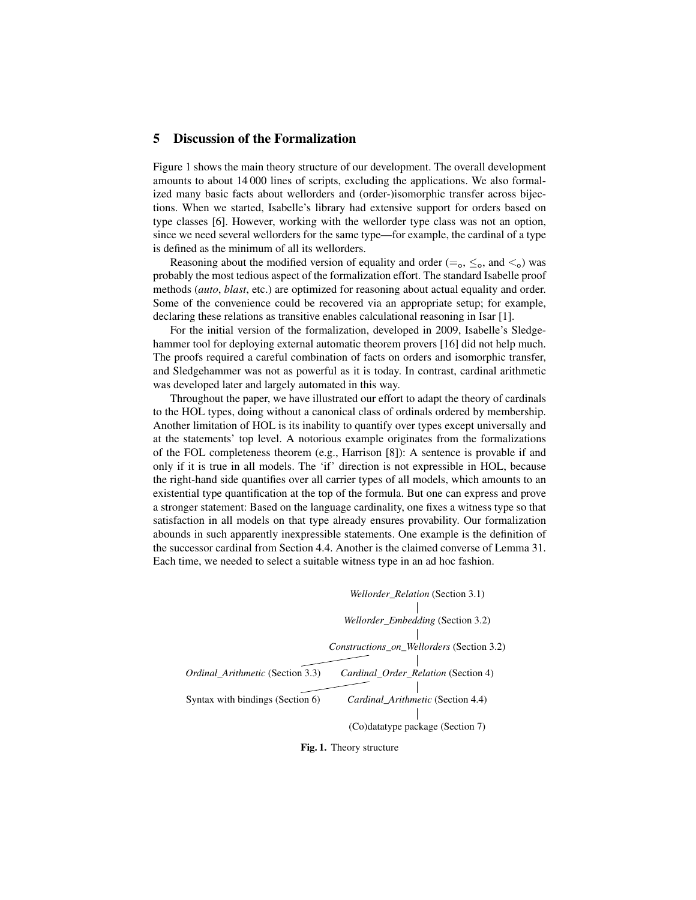## 5 Discussion of the Formalization

Figure 1 shows the main theory structure of our development. The overall development amounts to about 14 000 lines of scripts, excluding the applications. We also formalized many basic facts about wellorders and (order-)isomorphic transfer across bijections. When we started, Isabelle's library had extensive support for orders based on type classes [6]. However, working with the wellorder type class was not an option, since we need several wellorders for the same type—for example, the cardinal of a type is defined as the minimum of all its wellorders.

Reasoning about the modified version of equality and order ($=_o$, $\leq_o$, and $<_o$) was probably the most tedious aspect of the formalization effort. The standard Isabelle proof methods (*auto*, *blast*, etc.) are optimized for reasoning about actual equality and order. Some of the convenience could be recovered via an appropriate setup; for example, declaring these relations as transitive enables calculational reasoning in Isar [1].

For the initial version of the formalization, developed in 2009, Isabelle's Sledgehammer tool for deploying external automatic theorem provers [16] did not help much. The proofs required a careful combination of facts on orders and isomorphic transfer, and Sledgehammer was not as powerful as it is today. In contrast, cardinal arithmetic was developed later and largely automated in this way.

Throughout the paper, we have illustrated our effort to adapt the theory of cardinals to the HOL types, doing without a canonical class of ordinals ordered by membership. Another limitation of HOL is its inability to quantify over types except universally and at the statements' top level. A notorious example originates from the formalizations of the FOL completeness theorem (e.g., Harrison [8]): A sentence is provable if and only if it is true in all models. The 'if' direction is not expressible in HOL, because the right-hand side quantifies over all carrier types of all models, which amounts to an existential type quantification at the top of the formula. But one can express and prove a stronger statement: Based on the language cardinality, one fixes a witness type so that satisfaction in all models on that type already ensures provability. Our formalization abounds in such apparently inexpressible statements. One example is the definition of the successor cardinal from Section 4.4. Another is the claimed converse of Lemma 31. Each time, we needed to select a suitable witness type in an ad hoc fashion.

```
                              Wellorder_Relation (Section 3.1)
                                          |
                              Wellorder_Embedding (Section 3.2)
                                          |
                            Constructions_on_Wellorders (Section 3.2)
                                   /      |
Ordinal_Arithmetic (Section 3.3)    Cardinal_Order_Relation (Section 4)
                                   /      |
Syntax with bindings (Section 6)     Cardinal_Arithmetic (Section 4.4)
                                          |
                              (Co)datatype package (Section 7)
```

**Fig. 1.** Theory structure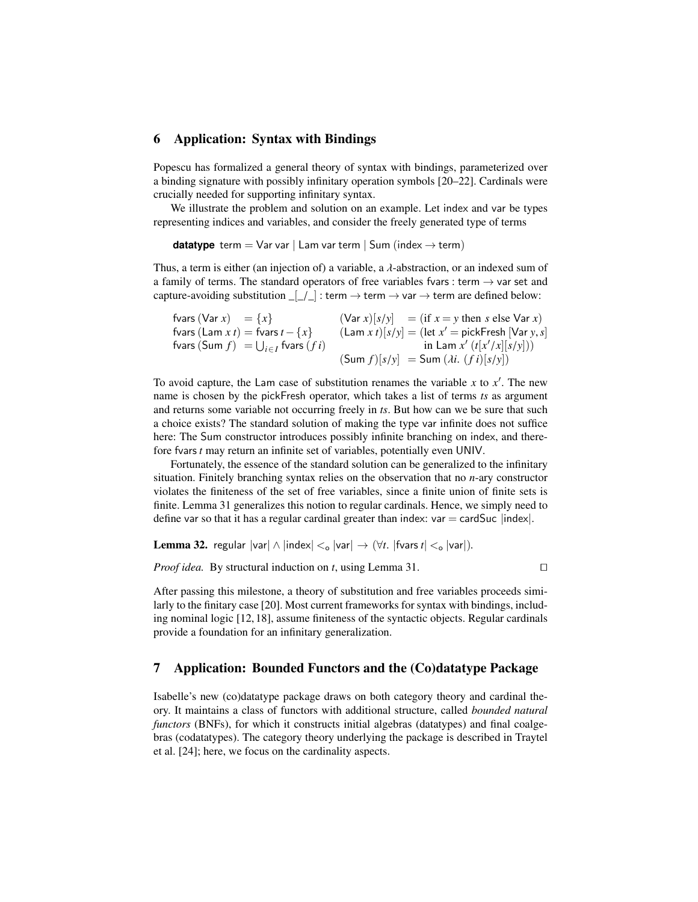## 6 Application: Syntax with Bindings

Popescu has formalized a general theory of syntax with bindings, parameterized over a binding signature with possibly infinitary operation symbols [20–22]. Cardinals were crucially needed for supporting infinitary syntax.

We illustrate the problem and solution on an example. Let index and var be types representing indices and variables, and consider the freely generated type of terms

**datatype** term = Var var | Lam var term | Sum (index → term)

Thus, a term is either (an injection of) a variable, a $\lambda$-abstraction, or an indexed sum of a family of terms. The standard operators of free variables fvars : term → var set and capture-avoiding substitution _[_/_] : term → term → var → term are defined below:

$$
\begin{array}{llll}
\mathsf{fvars}\,(\mathsf{Var}\;x) & = \{x\} & (\mathsf{Var}\;x)[s/y] & = (\text{if } x = y \text{ then } s \text{ else } \mathsf{Var}\;x) \\
\mathsf{fvars}\,(\mathsf{Lam}\;x\;t) & = \mathsf{fvars}\;t - \{x\} & (\mathsf{Lam}\;x\;t)[s/y] & = (\text{let } x' = \mathsf{pickFresh}\;[\mathsf{Var}\;y, s] \\
\mathsf{fvars}\,(\mathsf{Sum}\;f) & = \bigcup_{i \in I} \mathsf{fvars}\,(f\;i) & & \quad\;\; \text{in } \mathsf{Lam}\;x'\;(t[x'/x][s/y])) \\
 & & (\mathsf{Sum}\;f)[s/y] & = \mathsf{Sum}\;(\lambda i.\;(f\;i)[s/y])
\end{array}
$$

To avoid capture, the Lam case of substitution renames the variable $x$ to $x'$. The new name is chosen by the pickFresh operator, which takes a list of terms $ts$ as argument and returns some variable not occurring freely in $ts$. But how can we be sure that such a choice exists? The standard solution of making the type var infinite does not suffice here: The Sum constructor introduces possibly infinite branching on index, and therefore fvars $t$ may return an infinite set of variables, potentially even UNIV.

Fortunately, the essence of the standard solution can be generalized to the infinitary situation. Finitely branching syntax relies on the observation that no $n$-ary constructor violates the finiteness of the set of free variables, since a finite union of finite sets is finite. Lemma 31 generalizes this notion to regular cardinals. Hence, we simply need to define var so that it has a regular cardinal greater than index: var = cardSuc |index|.

**Lemma 32.** regular $|\mathsf{var}| \wedge |\mathsf{index}| <_{\mathsf{o}} |\mathsf{var}| \rightarrow (\forall t.\; |\mathsf{fvars}\;t| <_{\mathsf{o}} |\mathsf{var}|)$.

*Proof idea.* By structural induction on $t$, using Lemma 31. □

After passing this milestone, a theory of substitution and free variables proceeds similarly to the finitary case [20]. Most current frameworks for syntax with bindings, including nominal logic [12, 18], assume finiteness of the syntactic objects. Regular cardinals provide a foundation for an infinitary generalization.

## 7 Application: Bounded Functors and the (Co)datatype Package

Isabelle's new (co)datatype package draws on both category theory and cardinal theory. It maintains a class of functors with additional structure, called *bounded natural functors* (BNFs), for which it constructs initial algebras (datatypes) and final coalgebras (codatatypes). The category theory underlying the package is described in Traytel et al. [24]; here, we focus on the cardinality aspects.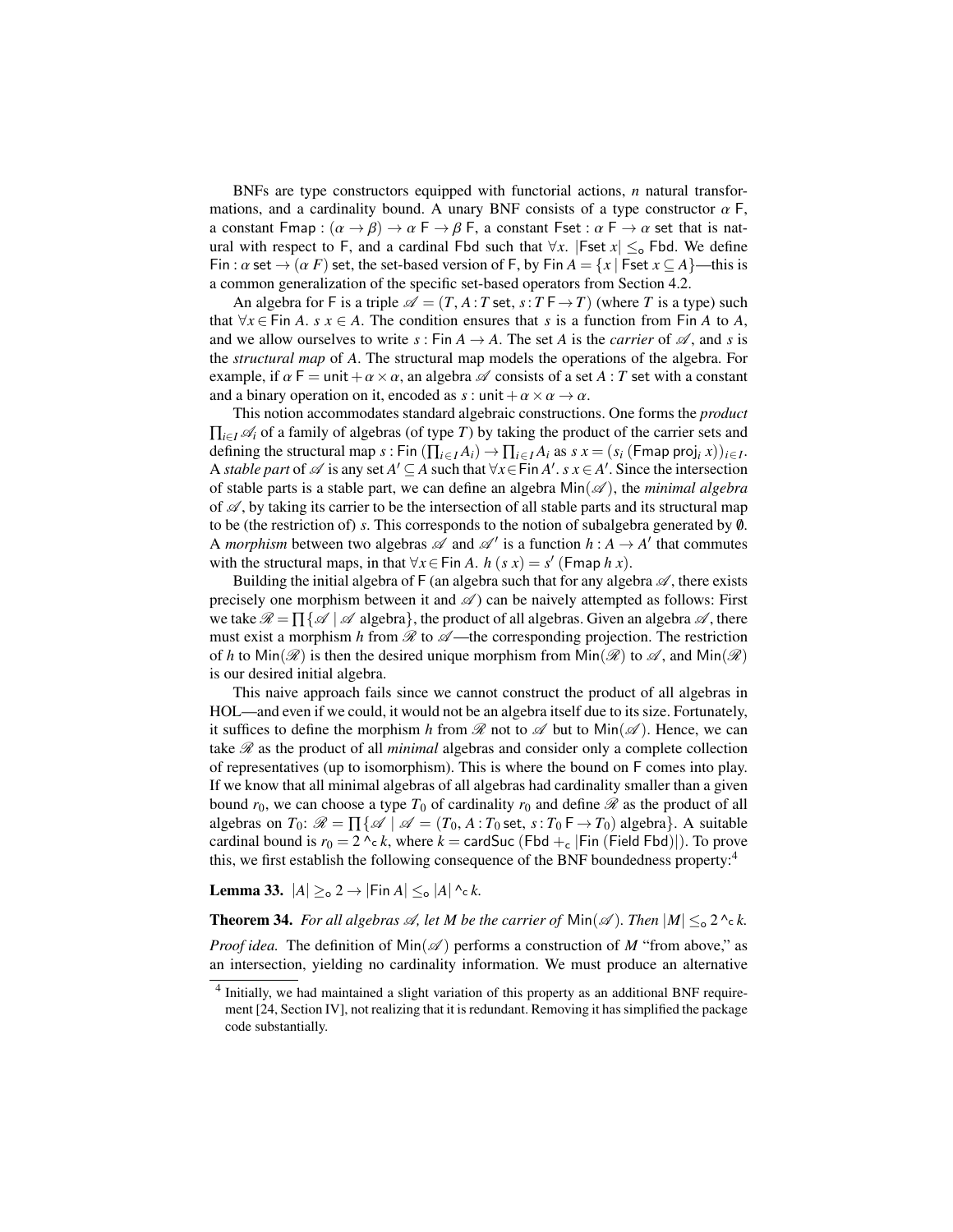BNFs are type constructors equipped with functorial actions, $n$ natural transformations, and a cardinality bound. A unary BNF consists of a type constructor $\alpha\ \mathsf{F}$, a constant $\mathsf{Fmap} : (\alpha \to \beta) \to \alpha\ \mathsf{F} \to \beta\ \mathsf{F}$, a constant $\mathsf{Fset} : \alpha\ \mathsf{F} \to \alpha\ \mathsf{set}$ that is natural with respect to F, and a cardinal Fbd such that $\forall x.\ |\mathsf{Fset}\ x| \leq_{\mathsf{o}} \mathsf{Fbd}$. We define $\mathsf{Fin} : \alpha\ \mathsf{set} \to (\alpha\ F)\ \mathsf{set}$, the set-based version of F, by $\mathsf{Fin}\ A = \{x \mid \mathsf{Fset}\ x \subseteq A\}$—this is a common generalization of the specific set-based operators from Section 4.2.

An algebra for F is a triple $\mathscr{A} = (T, A : T\ \mathsf{set}, s : T\ \mathsf{F} \to T)$ (where $T$ is a type) such that $\forall x \in \mathsf{Fin}\ A.\ s\ x \in A$. The condition ensures that $s$ is a function from $\mathsf{Fin}\ A$ to $A$, and we allow ourselves to write $s : \mathsf{Fin}\ A \to A$. The set $A$ is the *carrier* of $\mathscr{A}$, and $s$ is the *structural map* of $A$. The structural map models the operations of the algebra. For example, if $\alpha\ \mathsf{F} = \mathsf{unit} + \alpha \times \alpha$, an algebra $\mathscr{A}$ consists of a set $A : T\ \mathsf{set}$ with a constant and a binary operation on it, encoded as $s : \mathsf{unit} + \alpha \times \alpha \to \alpha$.

This notion accommodates standard algebraic constructions. One forms the *product* $\prod_{i \in I} \mathscr{A}_i$ of a family of algebras (of type $T$) by taking the product of the carrier sets and defining the structural map $s : \mathsf{Fin}\ (\prod_{i \in I} A_i) \to \prod_{i \in I} A_i$ as $s\ x = (s_i\ (\mathsf{Fmap}\ \mathsf{proj}_i\ x))_{i \in I}$. A *stable part* of $\mathscr{A}$ is any set $A' \subseteq A$ such that $\forall x \in \mathsf{Fin}\ A'.\ s\ x \in A'$. Since the intersection of stable parts is a stable part, we can define an algebra $\mathsf{Min}(\mathscr{A})$, the *minimal algebra* of $\mathscr{A}$, by taking its carrier to be the intersection of all stable parts and its structural map to be (the restriction of) $s$. This corresponds to the notion of subalgebra generated by $\emptyset$. A *morphism* between two algebras $\mathscr{A}$ and $\mathscr{A}'$ is a function $h : A \to A'$ that commutes with the structural maps, in that $\forall x \in \mathsf{Fin}\ A.\ h\ (s\ x) = s'\ (\mathsf{Fmap}\ h\ x)$.

Building the initial algebra of F (an algebra such that for any algebra $\mathscr{A}$, there exists precisely one morphism between it and $\mathscr{A}$) can be naively attempted as follows: First we take $\mathscr{R} = \prod \{\mathscr{A} \mid \mathscr{A}\ \text{algebra}\}$, the product of all algebras. Given an algebra $\mathscr{A}$, there must exist a morphism $h$ from $\mathscr{R}$ to $\mathscr{A}$—the corresponding projection. The restriction of $h$ to $\mathsf{Min}(\mathscr{R})$ is then the desired unique morphism from $\mathsf{Min}(\mathscr{R})$ to $\mathscr{A}$, and $\mathsf{Min}(\mathscr{R})$ is our desired initial algebra.

This naive approach fails since we cannot construct the product of all algebras in HOL—and even if we could, it would not be an algebra itself due to its size. Fortunately, it suffices to define the morphism $h$ from $\mathscr{R}$ not to $\mathscr{A}$ but to $\mathsf{Min}(\mathscr{A})$. Hence, we can take $\mathscr{R}$ as the product of all *minimal* algebras and consider only a complete collection of representatives (up to isomorphism). This is where the bound on F comes into play. If we know that all minimal algebras of all algebras had cardinality smaller than a given bound $r_0$, we can choose a type $T_0$ of cardinality $r_0$ and define $\mathscr{R}$ as the product of all algebras on $T_0$: $\mathscr{R} = \prod \{\mathscr{A} \mid \mathscr{A} = (T_0, A : T_0\ \mathsf{set}, s : T_0\ \mathsf{F} \to T_0)\ \text{algebra}\}$. A suitable cardinal bound is $r_0 = 2 \mathbin{\hat{}_{\mathsf{c}}} k$, where $k = \mathsf{cardSuc}\ (\mathsf{Fbd} +_{\mathsf{c}} |\mathsf{Fin}\ (\mathsf{Field}\ \mathsf{Fbd})|)$. To prove this, we first establish the following consequence of the BNF boundedness property:[4]

**Lemma 33.** $|A| \geq_{\mathsf{o}} 2 \to |\mathsf{Fin}\ A| \leq_{\mathsf{o}} |A| \mathbin{\hat{}_{\mathsf{c}}} k$.

**Theorem 34.** *For all algebras $\mathscr{A}$, let $M$ be the carrier of $\mathsf{Min}(\mathscr{A})$. Then $|M| \leq_{\mathsf{o}} 2 \mathbin{\hat{}_{\mathsf{c}}} k$.*

*Proof idea.* The definition of $\mathsf{Min}(\mathscr{A})$ performs a construction of $M$ "from above," as an intersection, yielding no cardinality information. We must produce an alternative

[4] Initially, we had maintained a slight variation of this property as an additional BNF requirement [24, Section IV], not realizing that it is redundant. Removing it has simplified the package code substantially.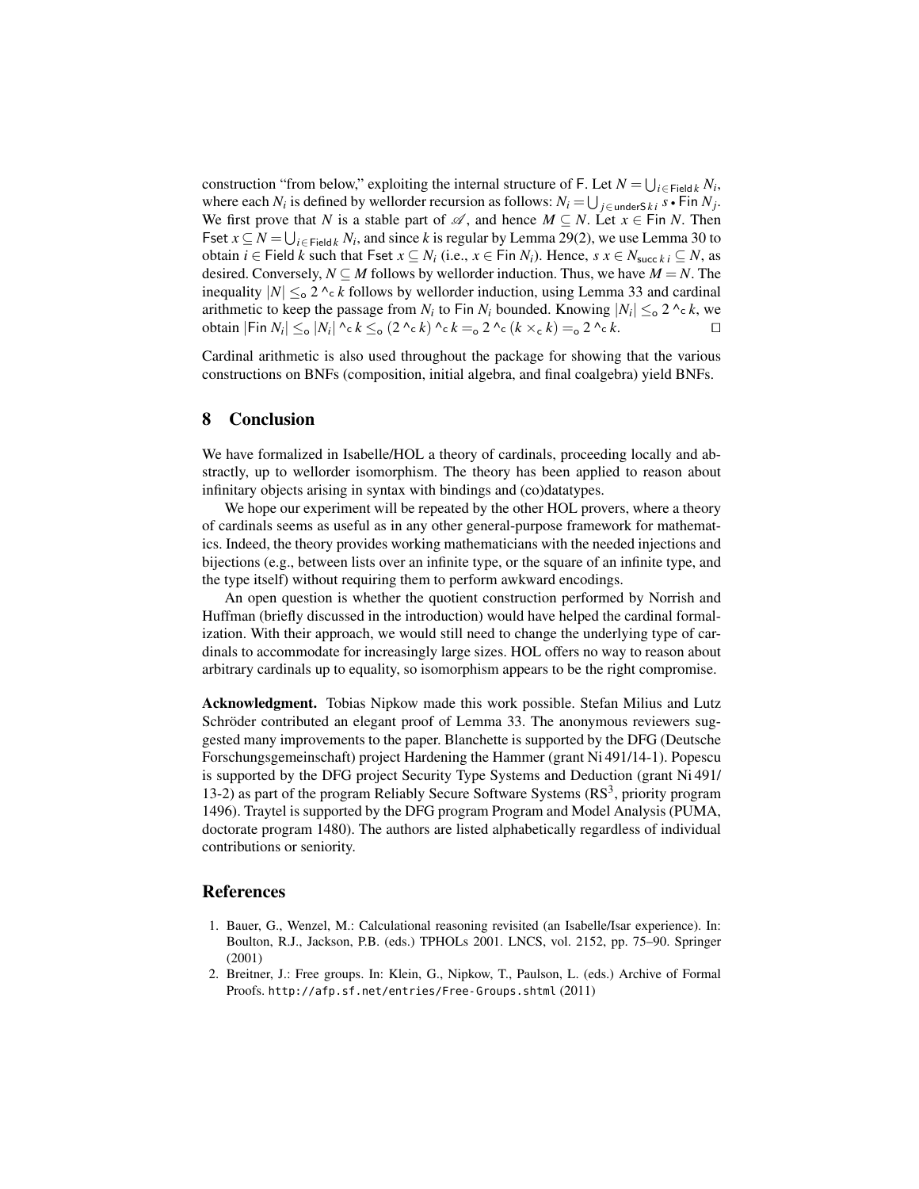construction "from below," exploiting the internal structure of F. Let $N = \bigcup_{i \in \mathsf{Field}\,k} N_i$, where each $N_i$ is defined by wellorder recursion as follows: $N_i = \bigcup_{j \in \mathsf{underS}\,k\,i} s \bullet \mathsf{Fin}\, N_j$. We first prove that $N$ is a stable part of $\mathscr{A}$, and hence $M \subseteq N$. Let $x \in \mathsf{Fin}\, N$. Then $\mathsf{Fset}\, x \subseteq N = \bigcup_{i \in \mathsf{Field}\,k} N_i$, and since $k$ is regular by Lemma 29(2), we use Lemma 30 to obtain $i \in \mathsf{Field}\, k$ such that $\mathsf{Fset}\, x \subseteq N_i$ (i.e., $x \in \mathsf{Fin}\, N_i$). Hence, $s\, x \in N_{\mathsf{succ}\,k\,i} \subseteq N$, as desired. Conversely, $N \subseteq M$ follows by wellorder induction. Thus, we have $M = N$. The inequality $|N| \leq_{\mathsf{o}} 2 \,\hat{}_{\mathsf{c}}\, k$ follows by wellorder induction, using Lemma 33 and cardinal arithmetic to keep the passage from $N_i$ to $\mathsf{Fin}\, N_i$ bounded. Knowing $|N_i| \leq_{\mathsf{o}} 2 \,\hat{}_{\mathsf{c}}\, k$, we obtain $|\mathsf{Fin}\, N_i| \leq_{\mathsf{o}} |N_i| \,\hat{}_{\mathsf{c}}\, k \leq_{\mathsf{o}} (2 \,\hat{}_{\mathsf{c}}\, k) \,\hat{}_{\mathsf{c}}\, k =_{\mathsf{o}} 2 \,\hat{}_{\mathsf{c}}\, (k \times_{\mathsf{c}} k) =_{\mathsf{o}} 2 \,\hat{}_{\mathsf{c}}\, k$. □

Cardinal arithmetic is also used throughout the package for showing that the various constructions on BNFs (composition, initial algebra, and final coalgebra) yield BNFs.

## 8 Conclusion

We have formalized in Isabelle/HOL a theory of cardinals, proceeding locally and abstractly, up to wellorder isomorphism. The theory has been applied to reason about infinitary objects arising in syntax with bindings and (co)datatypes.

We hope our experiment will be repeated by the other HOL provers, where a theory of cardinals seems as useful as in any other general-purpose framework for mathematics. Indeed, the theory provides working mathematicians with the needed injections and bijections (e.g., between lists over an infinite type, or the square of an infinite type, and the type itself) without requiring them to perform awkward encodings.

An open question is whether the quotient construction performed by Norrish and Huffman (briefly discussed in the introduction) would have helped the cardinal formalization. With their approach, we would still need to change the underlying type of cardinals to accommodate for increasingly large sizes. HOL offers no way to reason about arbitrary cardinals up to equality, so isomorphism appears to be the right compromise.

**Acknowledgment.** Tobias Nipkow made this work possible. Stefan Milius and Lutz Schröder contributed an elegant proof of Lemma 33. The anonymous reviewers suggested many improvements to the paper. Blanchette is supported by the DFG (Deutsche Forschungsgemeinschaft) project Hardening the Hammer (grant Ni 491/14-1). Popescu is supported by the DFG project Security Type Systems and Deduction (grant Ni 491/13-2) as part of the program Reliably Secure Software Systems ($\mathrm{RS}^3$, priority program 1496). Traytel is supported by the DFG program Program and Model Analysis (PUMA, doctorate program 1480). The authors are listed alphabetically regardless of individual contributions or seniority.

## References

1. Bauer, G., Wenzel, M.: Calculational reasoning revisited (an Isabelle/Isar experience). In: Boulton, R.J., Jackson, P.B. (eds.) TPHOLs 2001. LNCS, vol. 2152, pp. 75–90. Springer (2001)
2. Breitner, J.: Free groups. In: Klein, G., Nipkow, T., Paulson, L. (eds.) Archive of Formal Proofs. http://afp.sf.net/entries/Free-Groups.shtml (2011)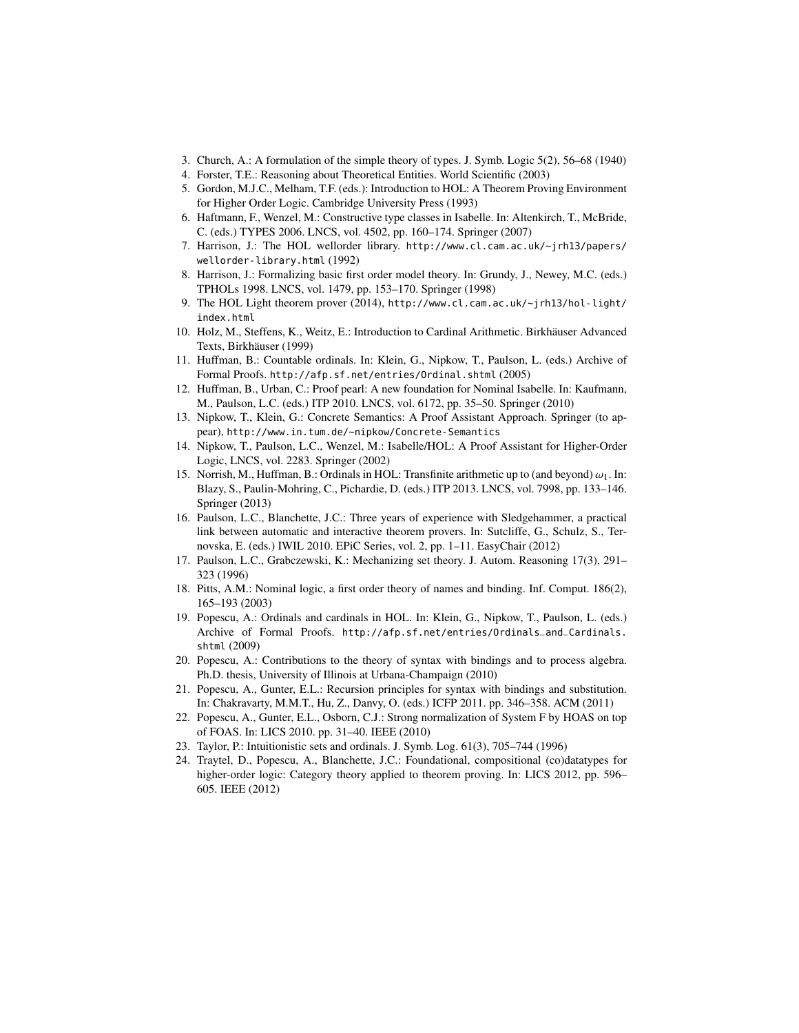3. Church, A.: A formulation of the simple theory of types. J. Symb. Logic 5(2), 56–68 (1940)
4. Forster, T.E.: Reasoning about Theoretical Entities. World Scientific (2003)
5. Gordon, M.J.C., Melham, T.F. (eds.): Introduction to HOL: A Theorem Proving Environment for Higher Order Logic. Cambridge University Press (1993)
6. Haftmann, F., Wenzel, M.: Constructive type classes in Isabelle. In: Altenkirch, T., McBride, C. (eds.) TYPES 2006. LNCS, vol. 4502, pp. 160–174. Springer (2007)
7. Harrison, J.: The HOL wellorder library. http://www.cl.cam.ac.uk/~jrh13/papers/wellorder-library.html (1992)
8. Harrison, J.: Formalizing basic first order model theory. In: Grundy, J., Newey, M.C. (eds.) TPHOLs 1998. LNCS, vol. 1479, pp. 153–170. Springer (1998)
9. The HOL Light theorem prover (2014), http://www.cl.cam.ac.uk/~jrh13/hol-light/index.html
10. Holz, M., Steffens, K., Weitz, E.: Introduction to Cardinal Arithmetic. Birkhäuser Advanced Texts, Birkhäuser (1999)
11. Huffman, B.: Countable ordinals. In: Klein, G., Nipkow, T., Paulson, L. (eds.) Archive of Formal Proofs. http://afp.sf.net/entries/Ordinal.shtml (2005)
12. Huffman, B., Urban, C.: Proof pearl: A new foundation for Nominal Isabelle. In: Kaufmann, M., Paulson, L.C. (eds.) ITP 2010. LNCS, vol. 6172, pp. 35–50. Springer (2010)
13. Nipkow, T., Klein, G.: Concrete Semantics: A Proof Assistant Approach. Springer (to appear), http://www.in.tum.de/~nipkow/Concrete-Semantics
14. Nipkow, T., Paulson, L.C., Wenzel, M.: Isabelle/HOL: A Proof Assistant for Higher-Order Logic, LNCS, vol. 2283. Springer (2002)
15. Norrish, M., Huffman, B.: Ordinals in HOL: Transfinite arithmetic up to (and beyond) $\omega_1$. In: Blazy, S., Paulin-Mohring, C., Pichardie, D. (eds.) ITP 2013. LNCS, vol. 7998, pp. 133–146. Springer (2013)
16. Paulson, L.C., Blanchette, J.C.: Three years of experience with Sledgehammer, a practical link between automatic and interactive theorem provers. In: Sutcliffe, G., Schulz, S., Ternovska, E. (eds.) IWIL 2010. EPiC Series, vol. 2, pp. 1–11. EasyChair (2012)
17. Paulson, L.C., Grabczewski, K.: Mechanizing set theory. J. Autom. Reasoning 17(3), 291–323 (1996)
18. Pitts, A.M.: Nominal logic, a first order theory of names and binding. Inf. Comput. 186(2), 165–193 (2003)
19. Popescu, A.: Ordinals and cardinals in HOL. In: Klein, G., Nipkow, T., Paulson, L. (eds.) Archive of Formal Proofs. http://afp.sf.net/entries/Ordinals_and_Cardinals.shtml (2009)
20. Popescu, A.: Contributions to the theory of syntax with bindings and to process algebra. Ph.D. thesis, University of Illinois at Urbana-Champaign (2010)
21. Popescu, A., Gunter, E.L.: Recursion principles for syntax with bindings and substitution. In: Chakravarty, M.M.T., Hu, Z., Danvy, O. (eds.) ICFP 2011. pp. 346–358. ACM (2011)
22. Popescu, A., Gunter, E.L., Osborn, C.J.: Strong normalization of System F by HOAS on top of FOAS. In: LICS 2010. pp. 31–40. IEEE (2010)
23. Taylor, P.: Intuitionistic sets and ordinals. J. Symb. Log. 61(3), 705–744 (1996)
24. Traytel, D., Popescu, A., Blanchette, J.C.: Foundational, compositional (co)datatypes for higher-order logic: Category theory applied to theorem proving. In: LICS 2012, pp. 596–605. IEEE (2012)